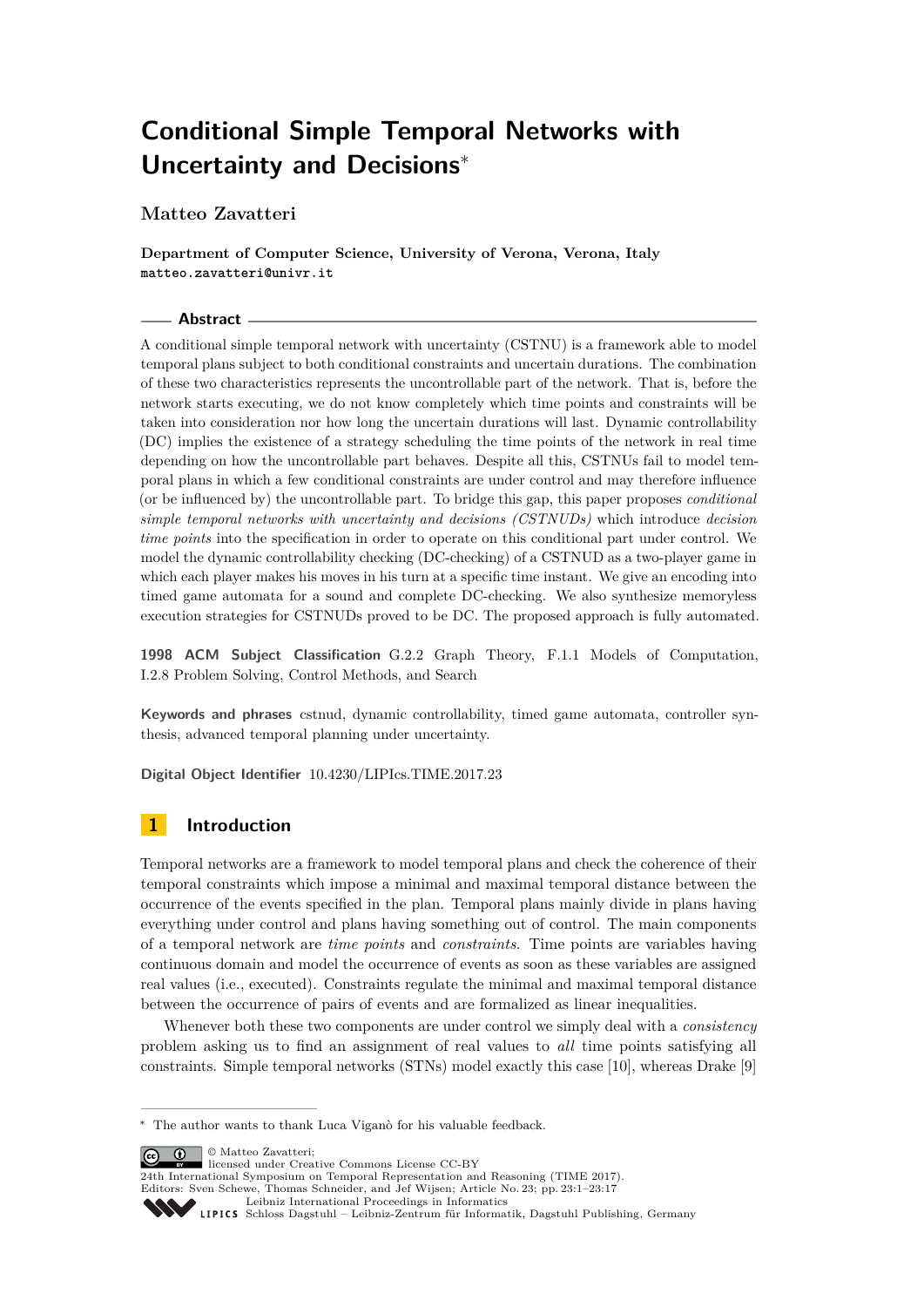# Conditional Simple Temporal Networks with Uncertainty and Decisions*

**Matteo Zavatteri**

**Department of Computer Science, University of Verona, Verona, Italy**
`matteo.zavatteri@univr.it`

## Abstract

A conditional simple temporal network with uncertainty (CSTNU) is a framework able to model temporal plans subject to both conditional constraints and uncertain durations. The combination of these two characteristics represents the uncontrollable part of the network. That is, before the network starts executing, we do not know completely which time points and constraints will be taken into consideration nor how long the uncertain durations will last. Dynamic controllability (DC) implies the existence of a strategy scheduling the time points of the network in real time depending on how the uncontrollable part behaves. Despite all this, CSTNUs fail to model temporal plans in which a few conditional constraints are under control and may therefore influence (or be influenced by) the uncontrollable part. To bridge this gap, this paper proposes *conditional simple temporal networks with uncertainty and decisions (CSTNUDs)* which introduce *decision time points* into the specification in order to operate on this conditional part under control. We model the dynamic controllability checking (DC-checking) of a CSTNUD as a two-player game in which each player makes his moves in his turn at a specific time instant. We give an encoding into timed game automata for a sound and complete DC-checking. We also synthesize memoryless execution strategies for CSTNUDs proved to be DC. The proposed approach is fully automated.

**1998 ACM Subject Classification** G.2.2 Graph Theory, F.1.1 Models of Computation, I.2.8 Problem Solving, Control Methods, and Search

**Keywords and phrases** cstnud, dynamic controllability, timed game automata, controller synthesis, advanced temporal planning under uncertainty.

**Digital Object Identifier** 10.4230/LIPIcs.TIME.2017.23

## 1 Introduction

Temporal networks are a framework to model temporal plans and check the coherence of their temporal constraints which impose a minimal and maximal temporal distance between the occurrence of the events specified in the plan. Temporal plans mainly divide in plans having everything under control and plans having something out of control. The main components of a temporal network are *time points* and *constraints*. Time points are variables having continuous domain and model the occurrence of events as soon as these variables are assigned real values (i.e., executed). Constraints regulate the minimal and maximal temporal distance between the occurrence of pairs of events and are formalized as linear inequalities.

Whenever both these two components are under control we simply deal with a *consistency* problem asking us to find an assignment of real values to *all* time points satisfying all constraints. Simple temporal networks (STNs) model exactly this case [10], whereas Drake [9]

---

* The author wants to thank Luca Viganò for his valuable feedback.

© Matteo Zavatteri;
licensed under Creative Commons License CC-BY
24th International Symposium on Temporal Representation and Reasoning (TIME 2017).
Editors: Sven Schewe, Thomas Schneider, and Jef Wijsen; Article No. 23; pp. 23:1–23:17
Leibniz International Proceedings in Informatics
LIPICS Schloss Dagstuhl – Leibniz-Zentrum für Informatik, Dagstuhl Publishing, Germany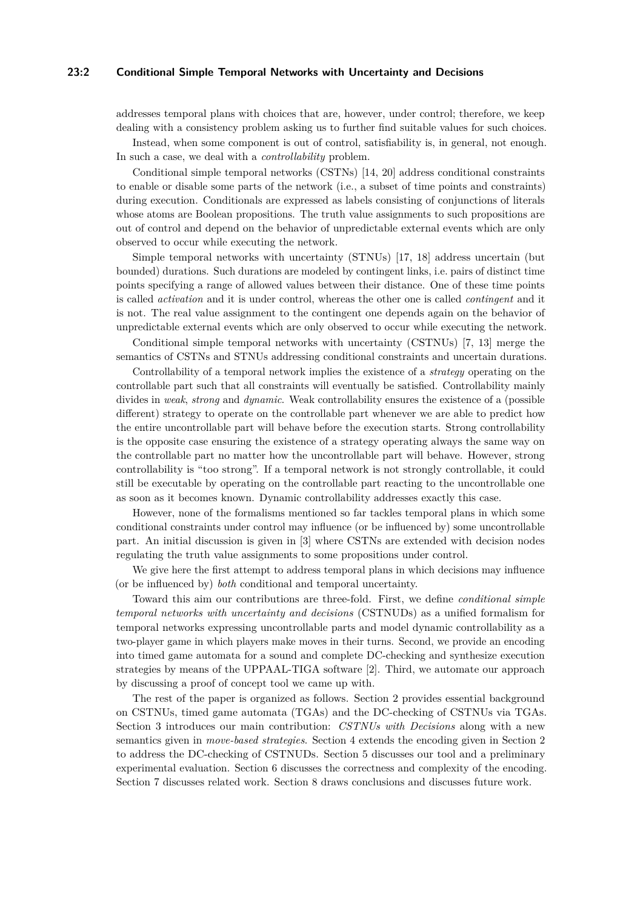addresses temporal plans with choices that are, however, under control; therefore, we keep dealing with a consistency problem asking us to further find suitable values for such choices.

Instead, when some component is out of control, satisfiability is, in general, not enough. In such a case, we deal with a *controllability* problem.

Conditional simple temporal networks (CSTNs) [14, 20] address conditional constraints to enable or disable some parts of the network (i.e., a subset of time points and constraints) during execution. Conditionals are expressed as labels consisting of conjunctions of literals whose atoms are Boolean propositions. The truth value assignments to such propositions are out of control and depend on the behavior of unpredictable external events which are only observed to occur while executing the network.

Simple temporal networks with uncertainty (STNUs) [17, 18] address uncertain (but bounded) durations. Such durations are modeled by contingent links, i.e. pairs of distinct time points specifying a range of allowed values between their distance. One of these time points is called *activation* and it is under control, whereas the other one is called *contingent* and it is not. The real value assignment to the contingent one depends again on the behavior of unpredictable external events which are only observed to occur while executing the network.

Conditional simple temporal networks with uncertainty (CSTNUs) [7, 13] merge the semantics of CSTNs and STNUs addressing conditional constraints and uncertain durations.

Controllability of a temporal network implies the existence of a *strategy* operating on the controllable part such that all constraints will eventually be satisfied. Controllability mainly divides in *weak*, *strong* and *dynamic*. Weak controllability ensures the existence of a (possible different) strategy to operate on the controllable part whenever we are able to predict how the entire uncontrollable part will behave before the execution starts. Strong controllability is the opposite case ensuring the existence of a strategy operating always the same way on the controllable part no matter how the uncontrollable part will behave. However, strong controllability is "too strong". If a temporal network is not strongly controllable, it could still be executable by operating on the controllable part reacting to the uncontrollable one as soon as it becomes known. Dynamic controllability addresses exactly this case.

However, none of the formalisms mentioned so far tackles temporal plans in which some conditional constraints under control may influence (or be influenced by) some uncontrollable part. An initial discussion is given in [3] where CSTNs are extended with decision nodes regulating the truth value assignments to some propositions under control.

We give here the first attempt to address temporal plans in which decisions may influence (or be influenced by) *both* conditional and temporal uncertainty.

Toward this aim our contributions are three-fold. First, we define *conditional simple temporal networks with uncertainty and decisions* (CSTNUDs) as a unified formalism for temporal networks expressing uncontrollable parts and model dynamic controllability as a two-player game in which players make moves in their turns. Second, we provide an encoding into timed game automata for a sound and complete DC-checking and synthesize execution strategies by means of the UPPAAL-TIGA software [2]. Third, we automate our approach by discussing a proof of concept tool we came up with.

The rest of the paper is organized as follows. Section 2 provides essential background on CSTNUs, timed game automata (TGAs) and the DC-checking of CSTNUs via TGAs. Section 3 introduces our main contribution: *CSTNUs with Decisions* along with a new semantics given in *move-based strategies*. Section 4 extends the encoding given in Section 2 to address the DC-checking of CSTNUDs. Section 5 discusses our tool and a preliminary experimental evaluation. Section 6 discusses the correctness and complexity of the encoding. Section 7 discusses related work. Section 8 draws conclusions and discusses future work.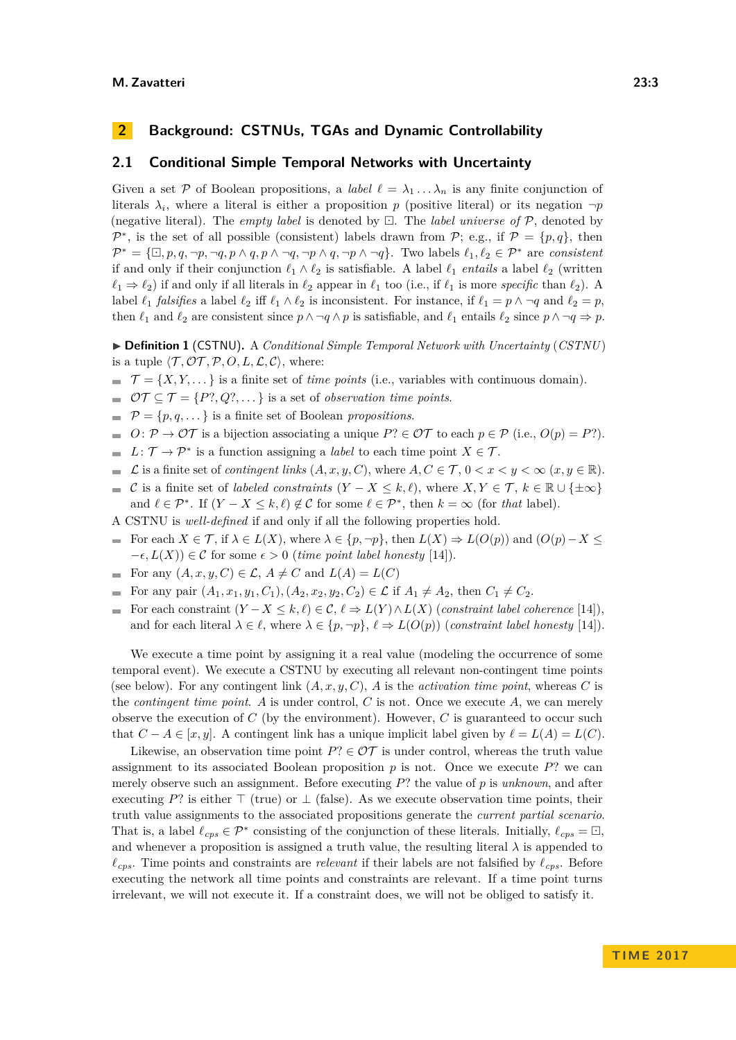## 2 Background: CSTNUs, TGAs and Dynamic Controllability

### 2.1 Conditional Simple Temporal Networks with Uncertainty

Given a set $\mathcal{P}$ of Boolean propositions, a *label* $\ell = \lambda_1 \dots \lambda_n$ is any finite conjunction of literals $\lambda_i$, where a literal is either a proposition $p$ (positive literal) or its negation $\neg p$ (negative literal). The *empty label* is denoted by $\boxdot$. The *label universe of* $\mathcal{P}$, denoted by $\mathcal{P}^*$, is the set of all possible (consistent) labels drawn from $\mathcal{P}$; e.g., if $\mathcal{P} = \{p, q\}$, then $\mathcal{P}^* = \{\boxdot, p, q, \neg p, \neg q, p \wedge q, p \wedge \neg q, \neg p \wedge q, \neg p \wedge \neg q\}$. Two labels $\ell_1, \ell_2 \in \mathcal{P}^*$ are *consistent* if and only if their conjunction $\ell_1 \wedge \ell_2$ is satisfiable. A label $\ell_1$ *entails* a label $\ell_2$ (written $\ell_1 \Rightarrow \ell_2$) if and only if all literals in $\ell_2$ appear in $\ell_1$ too (i.e., if $\ell_1$ is more *specific* than $\ell_2$). A label $\ell_1$ *falsifies* a label $\ell_2$ iff $\ell_1 \wedge \ell_2$ is inconsistent. For instance, if $\ell_1 = p \wedge \neg q$ and $\ell_2 = p$, then $\ell_1$ and $\ell_2$ are consistent since $p \wedge \neg q \wedge p$ is satisfiable, and $\ell_1$ entails $\ell_2$ since $p \wedge \neg q \Rightarrow p$.

▶ **Definition 1** (CSTNU). A *Conditional Simple Temporal Network with Uncertainty* (*CSTNU*) is a tuple $\langle \mathcal{T}, \mathcal{OT}, \mathcal{P}, O, L, \mathcal{L}, \mathcal{C} \rangle$, where:

- $\mathcal{T} = \{X, Y, \dots\}$ is a finite set of *time points* (i.e., variables with continuous domain).
- $\mathcal{OT} \subseteq \mathcal{T} = \{P?, Q?, \dots\}$ is a set of *observation time points*.
- $\mathcal{P} = \{p, q, \dots\}$ is a finite set of Boolean *propositions*.
- $O \colon \mathcal{P} \to \mathcal{OT}$ is a bijection associating a unique $P? \in \mathcal{OT}$ to each $p \in \mathcal{P}$ (i.e., $O(p) = P?$).
- $L \colon \mathcal{T} \to \mathcal{P}^*$ is a function assigning a *label* to each time point $X \in \mathcal{T}$.
- $\mathcal{L}$ is a finite set of *contingent links* $(A, x, y, C)$, where $A, C \in \mathcal{T}$, $0 < x < y < \infty$ $(x, y \in \mathbb{R})$.
- $\mathcal{C}$ is a finite set of *labeled constraints* $(Y - X \le k, \ell)$, where $X, Y \in \mathcal{T}$, $k \in \mathbb{R} \cup \{\pm\infty\}$ and $\ell \in \mathcal{P}^*$. If $(Y - X \le k, \ell) \notin \mathcal{C}$ for some $\ell \in \mathcal{P}^*$, then $k = \infty$ (for *that* label).

A CSTNU is *well-defined* if and only if all the following properties hold.

- For each $X \in \mathcal{T}$, if $\lambda \in L(X)$, where $\lambda \in \{p, \neg p\}$, then $L(X) \Rightarrow L(O(p))$ and $(O(p) - X \le -\epsilon, L(X)) \in \mathcal{C}$ for some $\epsilon > 0$ (*time point label honesty* [14]).
- For any $(A, x, y, C) \in \mathcal{L}$, $A \neq C$ and $L(A) = L(C)$
- For any pair $(A_1, x_1, y_1, C_1), (A_2, x_2, y_2, C_2) \in \mathcal{L}$ if $A_1 \neq A_2$, then $C_1 \neq C_2$.
- For each constraint $(Y - X \le k, \ell) \in \mathcal{C}$, $\ell \Rightarrow L(Y) \wedge L(X)$ (*constraint label coherence* [14]), and for each literal $\lambda \in \ell$, where $\lambda \in \{p, \neg p\}$, $\ell \Rightarrow L(O(p))$ (*constraint label honesty* [14]).

We execute a time point by assigning it a real value (modeling the occurrence of some temporal event). We execute a CSTNU by executing all relevant non-contingent time points (see below). For any contingent link $(A, x, y, C)$, $A$ is the *activation time point*, whereas $C$ is the *contingent time point*. $A$ is under control, $C$ is not. Once we execute $A$, we can merely observe the execution of $C$ (by the environment). However, $C$ is guaranteed to occur such that $C - A \in [x, y]$. A contingent link has a unique implicit label given by $\ell = L(A) = L(C)$.

Likewise, an observation time point $P? \in \mathcal{OT}$ is under control, whereas the truth value assignment to its associated Boolean proposition $p$ is not. Once we execute $P?$ we can merely observe such an assignment. Before executing $P?$ the value of $p$ is *unknown*, and after executing $P?$ is either $\top$ (true) or $\bot$ (false). As we execute observation time points, their truth value assignments to the associated propositions generate the *current partial scenario*. That is, a label $\ell_{cps} \in \mathcal{P}^*$ consisting of the conjunction of these literals. Initially, $\ell_{cps} = \boxdot$, and whenever a proposition is assigned a truth value, the resulting literal $\lambda$ is appended to $\ell_{cps}$. Time points and constraints are *relevant* if their labels are not falsified by $\ell_{cps}$. Before executing the network all time points and constraints are relevant. If a time point turns irrelevant, we will not execute it. If a constraint does, we will not be obliged to satisfy it.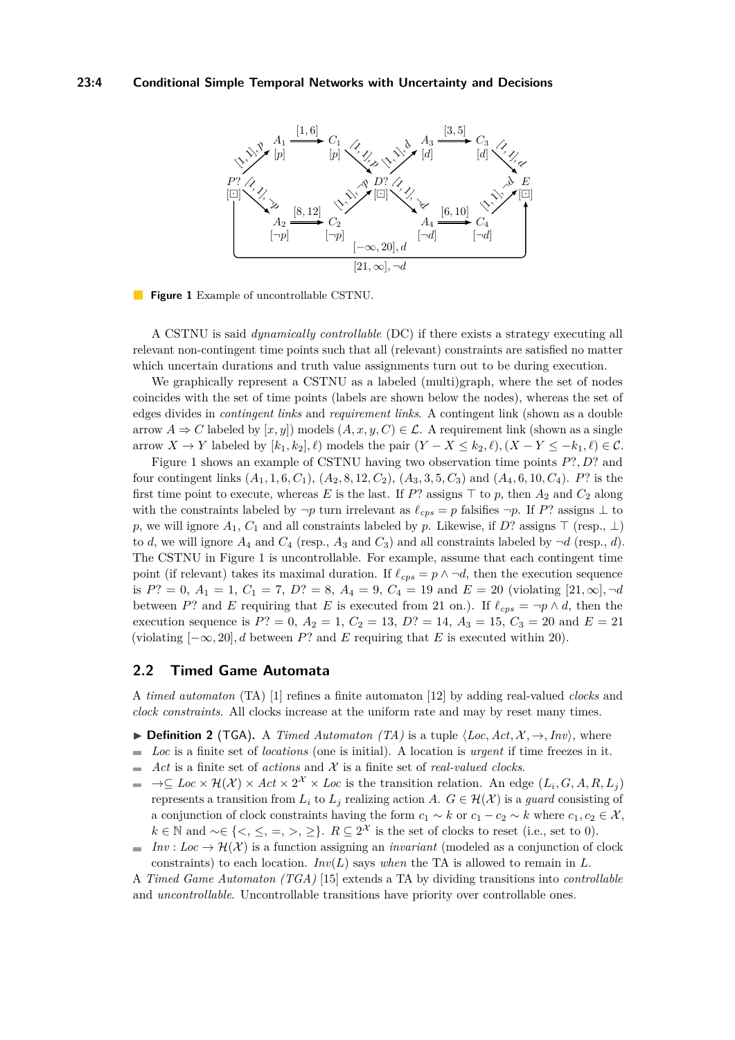**Figure 1** Example of uncontrollable CSTNU.

A CSTNU is said *dynamically controllable* (DC) if there exists a strategy executing all relevant non-contingent time points such that all (relevant) constraints are satisfied no matter which uncertain durations and truth value assignments turn out to be during execution.

We graphically represent a CSTNU as a labeled (multi)graph, where the set of nodes coincides with the set of time points (labels are shown below the nodes), whereas the set of edges divides in *contingent links* and *requirement links*. A contingent link (shown as a double arrow $A \Rightarrow C$ labeled by $[x, y]$) models $(A, x, y, C) \in \mathcal{L}$. A requirement link (shown as a single arrow $X \to Y$ labeled by $[k_1, k_2], \ell$) models the pair $(Y - X \le k_2, \ell), (X - Y \le -k_1, \ell) \in \mathcal{C}$.

Figure 1 shows an example of CSTNU having two observation time points $P?, D?$ and four contingent links $(A_1, 1, 6, C_1)$, $(A_2, 8, 12, C_2)$, $(A_3, 3, 5, C_3)$ and $(A_4, 6, 10, C_4)$. $P?$ is the first time point to execute, whereas $E$ is the last. If $P?$ assigns $\top$ to $p$, then $A_2$ and $C_2$ along with the constraints labeled by $\neg p$ turn irrelevant as $\ell_{cps} = p$ falsifies $\neg p$. If $P?$ assigns $\bot$ to $p$, we will ignore $A_1$, $C_1$ and all constraints labeled by $p$. Likewise, if $D?$ assigns $\top$ (resp., $\bot$) to $d$, we will ignore $A_4$ and $C_4$ (resp., $A_3$ and $C_3$) and all constraints labeled by $\neg d$ (resp., $d$). The CSTNU in Figure 1 is uncontrollable. For example, assume that each contingent time point (if relevant) takes its maximal duration. If $\ell_{cps} = p \wedge \neg d$, then the execution sequence is $P? = 0$, $A_1 = 1$, $C_1 = 7$, $D? = 8$, $A_4 = 9$, $C_4 = 19$ and $E = 20$ (violating $[21, \infty], \neg d$ between $P?$ and $E$ requiring that $E$ is executed from 21 on.). If $\ell_{cps} = \neg p \wedge d$, then the execution sequence is $P? = 0$, $A_2 = 1$, $C_2 = 13$, $D? = 14$, $A_3 = 15$, $C_3 = 20$ and $E = 21$ (violating $[-\infty, 20], d$ between $P?$ and $E$ requiring that $E$ is executed within 20).

## 2.2 Timed Game Automata

A *timed automaton* (TA) [1] refines a finite automaton [12] by adding real-valued *clocks* and *clock constraints*. All clocks increase at the uniform rate and may by reset many times.

▶ **Definition 2** (TGA). A *Timed Automaton (TA)* is a tuple $\langle Loc, Act, \mathcal{X}, \to, Inv \rangle$, where

- $Loc$ is a finite set of *locations* (one is initial). A location is *urgent* if time freezes in it.
- $Act$ is a finite set of *actions* and $\mathcal{X}$ is a finite set of *real-valued clocks*.
- $\to \subseteq Loc \times \mathcal{H}(\mathcal{X}) \times Act \times 2^{\mathcal{X}} \times Loc$ is the transition relation. An edge $(L_i, G, A, R, L_j)$ represents a transition from $L_i$ to $L_j$ realizing action $A$. $G \in \mathcal{H}(\mathcal{X})$ is a *guard* consisting of a conjunction of clock constraints having the form $c_1 \sim k$ or $c_1 - c_2 \sim k$ where $c_1, c_2 \in \mathcal{X}$, $k \in \mathbb{N}$ and $\sim \in \{<, \le, =, >, \ge\}$. $R \subseteq 2^{\mathcal{X}}$ is the set of clocks to reset (i.e., set to 0).
- $Inv : Loc \to \mathcal{H}(\mathcal{X})$ is a function assigning an *invariant* (modeled as a conjunction of clock constraints) to each location. $Inv(L)$ says *when* the TA is allowed to remain in $L$.

A *Timed Game Automaton (TGA)* [15] extends a TA by dividing transitions into *controllable* and *uncontrollable*. Uncontrollable transitions have priority over controllable ones.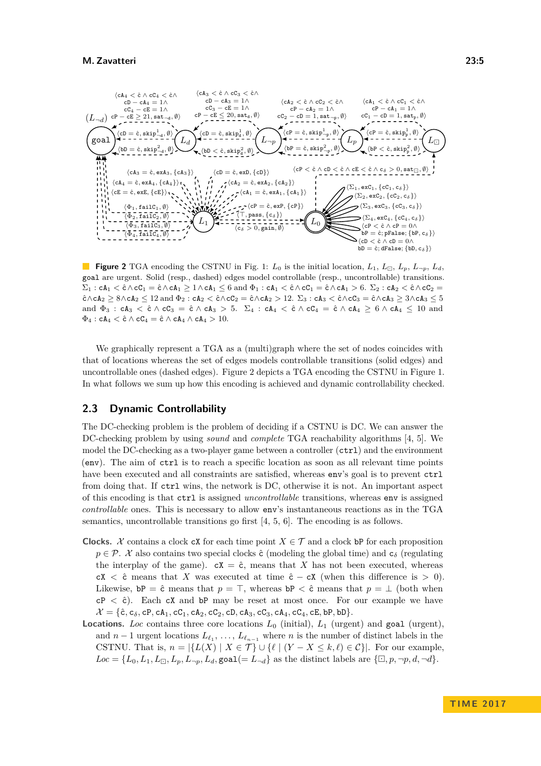**Figure 2** TGA encoding the CSTNU in Fig. 1: $L_0$ is the initial location, $L_1$, $L_\boxdot$, $L_p$, $L_{\neg p}$, $L_d$, goal are urgent. Solid (resp., dashed) edges model controllable (resp., uncontrollable) transitions. $\Sigma_1$ : $\mathtt{cA}_1 < \hat{c} \wedge \mathtt{cC}_1 = \hat{c} \wedge \mathtt{cA}_1 \geq 1 \wedge \mathtt{cA}_1 \leq 6$ and $\Phi_1$ : $\mathtt{cA}_1 < \hat{c} \wedge \mathtt{cC}_1 = \hat{c} \wedge \mathtt{cA}_1 > 6$. $\Sigma_2$ : $\mathtt{cA}_2 < \hat{c} \wedge \mathtt{cC}_2 = \hat{c} \wedge \mathtt{cA}_2 \geq 8 \wedge \mathtt{cA}_2 \leq 12$ and $\Phi_2$ : $\mathtt{cA}_2 < \hat{c} \wedge \mathtt{cC}_2 = \hat{c} \wedge \mathtt{cA}_2 > 12$. $\Sigma_3$ : $\mathtt{cA}_3 < \hat{c} \wedge \mathtt{cC}_3 = \hat{c} \wedge \mathtt{cA}_3 \geq 3 \wedge \mathtt{cA}_3 \leq 5$ and $\Phi_3$ : $\mathtt{cA}_3 < \hat{c} \wedge \mathtt{cC}_3 = \hat{c} \wedge \mathtt{cA}_3 > 5$. $\Sigma_4$ : $\mathtt{cA}_4 < \hat{c} \wedge \mathtt{cC}_4 = \hat{c} \wedge \mathtt{cA}_4 \geq 6 \wedge \mathtt{cA}_4 \leq 10$ and $\Phi_4$ : $\mathtt{cA}_4 < \hat{c} \wedge \mathtt{cC}_4 = \hat{c} \wedge \mathtt{cA}_4 \wedge \mathtt{cA}_4 > 10$.

We graphically represent a TGA as a (multi)graph where the set of nodes coincides with that of locations whereas the set of edges models controllable transitions (solid edges) and uncontrollable ones (dashed edges). Figure 2 depicts a TGA encoding the CSTNU in Figure 1. In what follows we sum up how this encoding is achieved and dynamic controllability checked.

## 2.3 Dynamic Controllability

The DC-checking problem is the problem of deciding if a CSTNU is DC. We can answer the DC-checking problem by using *sound* and *complete* TGA reachability algorithms [4, 5]. We model the DC-checking as a two-player game between a controller (ctrl) and the environment (env). The aim of ctrl is to reach a specific location as soon as all relevant time points have been executed and all constraints are satisfied, whereas env's goal is to prevent ctrl from doing that. If ctrl wins, the network is DC, otherwise it is not. An important aspect of this encoding is that ctrl is assigned *uncontrollable* transitions, whereas env is assigned *controllable* ones. This is necessary to allow env's instantaneous reactions as in the TGA semantics, uncontrollable transitions go first [4, 5, 6]. The encoding is as follows.

**Clocks.** $\mathcal{X}$ contains a clock cX for each time point $X \in \mathcal{T}$ and a clock bP for each proposition $p \in \mathcal{P}$. $\mathcal{X}$ also contains two special clocks $\hat{c}$ (modeling the global time) and $\mathtt{c}_\delta$ (regulating the interplay of the game). $\mathtt{cX} = \hat{c}$, means that $X$ has not been executed, whereas $\mathtt{cX} < \hat{c}$ means that $X$ was executed at time $\hat{c} - \mathtt{cX}$ (when this difference is $> 0$). Likewise, $\mathtt{bP} = \hat{c}$ means that $p = \top$, whereas $\mathtt{bP} < \hat{c}$ means that $p = \bot$ (both when $\mathtt{cP} < \hat{c}$). Each cX and bP may be reset at most once. For our example we have $\mathcal{X} = \{\hat{c}, \mathtt{c}_\delta, \mathtt{cP}, \mathtt{cA}_1, \mathtt{cC}_1, \mathtt{cA}_2, \mathtt{cC}_2, \mathtt{cD}, \mathtt{cA}_3, \mathtt{cC}_3, \mathtt{cA}_4, \mathtt{cC}_4, \mathtt{cE}, \mathtt{bP}, \mathtt{bD}\}$.

**Locations.** *Loc* contains three core locations $L_0$ (initial), $L_1$ (urgent) and goal (urgent), and $n-1$ urgent locations $L_{\ell_1}, \ldots, L_{\ell_{n-1}}$ where $n$ is the number of distinct labels in the CSTNU. That is, $n = |\{L(X) \mid X \in \mathcal{T}\} \cup \{\ell \mid (Y - X \leq k, \ell) \in \mathcal{C}\}|$. For our example, $Loc = \{L_0, L_1, L_\boxdot, L_p, L_{\neg p}, L_d, \mathtt{goal}(= L_{\neg d})\}$ as the distinct labels are $\{\boxdot, p, \neg p, d, \neg d\}$.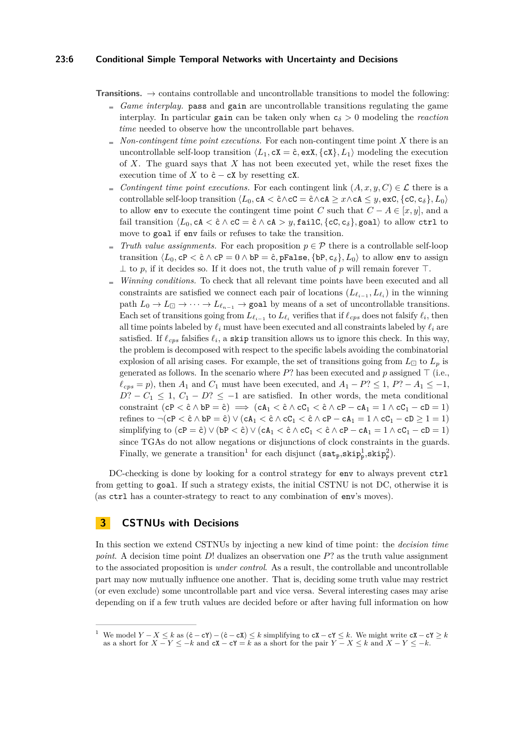**Transitions.** $\rightarrow$ contains controllable and uncontrollable transitions to model the following:

- *Game interplay.* `pass` and `gain` are uncontrollable transitions regulating the game interplay. In particular `gain` can be taken only when $\mathtt{c}_\delta > 0$ modeling the *reaction time* needed to observe how the uncontrollable part behaves.
- *Non-contingent time point executions.* For each non-contingent time point $X$ there is an uncontrollable self-loop transition $\langle L_1, \mathtt{cX} = \hat{\mathtt{c}}, \mathtt{exX}, \{\mathtt{cX}\}, L_1\rangle$ modeling the execution of $X$. The guard says that $X$ has not been executed yet, while the reset fixes the execution time of $X$ to $\hat{\mathtt{c}} - \mathtt{cX}$ by resetting $\mathtt{cX}$.
- *Contingent time point executions.* For each contingent link $(A, x, y, C) \in \mathcal{L}$ there is a controllable self-loop transition $\langle L_0, \mathtt{cA} < \hat{\mathtt{c}} \wedge \mathtt{cC} = \hat{\mathtt{c}} \wedge \mathtt{cA} \geq x \wedge \mathtt{cA} \leq y, \mathtt{exC}, \{\mathtt{cC}, \mathtt{c}_\delta\}, L_0\rangle$ to allow `env` to execute the contingent time point $C$ such that $C - A \in [x, y]$, and a fail transition $\langle L_0, \mathtt{cA} < \hat{\mathtt{c}} \wedge \mathtt{cC} = \hat{\mathtt{c}} \wedge \mathtt{cA} > y, \mathtt{failC}, \{\mathtt{cC}, \mathtt{c}_\delta\}, \mathtt{goal}\rangle$ to allow `ctrl` to move to `goal` if `env` fails or refuses to take the transition.
- *Truth value assignments.* For each proposition $p \in \mathcal{P}$ there is a controllable self-loop transition $\langle L_0, \mathtt{cP} < \hat{\mathtt{c}} \wedge \mathtt{cP} = 0 \wedge \mathtt{bP} = \hat{\mathtt{c}}, \mathtt{pFalse}, \{\mathtt{bP}, \mathtt{c}_\delta\}, L_0\rangle$ to allow `env` to assign $\bot$ to $p$, if it decides so. If it does not, the truth value of $p$ will remain forever $\top$.
- *Winning conditions.* To check that all relevant time points have been executed and all constraints are satisfied we connect each pair of locations $(L_{\ell_{i-1}}, L_{\ell_i})$ in the winning path $L_0 \rightarrow L_\boxdot \rightarrow \cdots \rightarrow L_{\ell_{n-1}} \rightarrow \mathtt{goal}$ by means of a set of uncontrollable transitions. Each set of transitions going from $L_{\ell_{i-1}}$ to $L_{\ell_i}$ verifies that if $\ell_{cps}$ does not falsify $\ell_i$, then all time points labeled by $\ell_i$ must have been executed and all constraints labeled by $\ell_i$ are satisfied. If $\ell_{cps}$ falsifies $\ell_i$, a `skip` transition allows us to ignore this check. In this way, the problem is decomposed with respect to the specific labels avoiding the combinatorial explosion of all arising cases. For example, the set of transitions going from $L_\boxdot$ to $L_p$ is generated as follows. In the scenario where $P?$ has been executed and $p$ assigned $\top$ (i.e., $\ell_{cps} = p$), then $A_1$ and $C_1$ must have been executed, and $A_1 - P? \leq 1$, $P? - A_1 \leq -1$, $D? - C_1 \leq 1$, $C_1 - D? \leq -1$ are satisfied. In other words, the meta conditional constraint $(\mathtt{cP} < \hat{\mathtt{c}} \wedge \mathtt{bP} = \hat{\mathtt{c}}) \implies (\mathtt{cA}_1 < \hat{\mathtt{c}} \wedge \mathtt{cC}_1 < \hat{\mathtt{c}} \wedge \mathtt{cP} - \mathtt{cA}_1 = 1 \wedge \mathtt{cC}_1 - \mathtt{cD} = 1)$ refines to $\neg(\mathtt{cP} < \hat{\mathtt{c}} \wedge \mathtt{bP} = \hat{\mathtt{c}}) \vee (\mathtt{cA}_1 < \hat{\mathtt{c}} \wedge \mathtt{cC}_1 < \hat{\mathtt{c}} \wedge \mathtt{cP} - \mathtt{cA}_1 = 1 \wedge \mathtt{cC}_1 - \mathtt{cD} \geq 1 = 1)$ simplifying to $(\mathtt{cP} = \hat{\mathtt{c}}) \vee (\mathtt{bP} < \hat{\mathtt{c}}) \vee (\mathtt{cA}_1 < \hat{\mathtt{c}} \wedge \mathtt{cC}_1 < \hat{\mathtt{c}} \wedge \mathtt{cP} - \mathtt{cA}_1 = 1 \wedge \mathtt{cC}_1 - \mathtt{cD} = 1)$ since TGAs do not allow negations or disjunctions of clock constraints in the guards. Finally, we generate a transition[1] for each disjunct $(\mathtt{sat_p}, \mathtt{skip}^1_\mathtt{p}, \mathtt{skip}^2_\mathtt{p})$.

DC-checking is done by looking for a control strategy for `env` to always prevent `ctrl` from getting to `goal`. If such a strategy exists, the initial CSTNU is not DC, otherwise it is (as `ctrl` has a counter-strategy to react to any combination of `env`'s moves).

# 3 CSTNUs with Decisions

In this section we extend CSTNUs by injecting a new kind of time point: the *decision time point*. A decision time point $D!$ dualizes an observation one $P?$ as the truth value assignment to the associated proposition is *under control*. As a result, the controllable and uncontrollable part may now mutually influence one another. That is, deciding some truth value may restrict (or even exclude) some uncontrollable part and vice versa. Several interesting cases may arise depending on if a few truth values are decided before or after having full information on how

---

[1] We model $Y - X \leq k$ as $(\hat{\mathtt{c}} - \mathtt{cY}) - (\hat{\mathtt{c}} - \mathtt{cX}) \leq k$ simplifying to $\mathtt{cX} - \mathtt{cY} \leq k$. We might write $\mathtt{cX} - \mathtt{cY} \geq k$ as a short for $X - Y \leq -k$ and $\mathtt{cX} - \mathtt{cY} = k$ as a short for the pair $Y - X \leq k$ and $X - Y \leq -k$.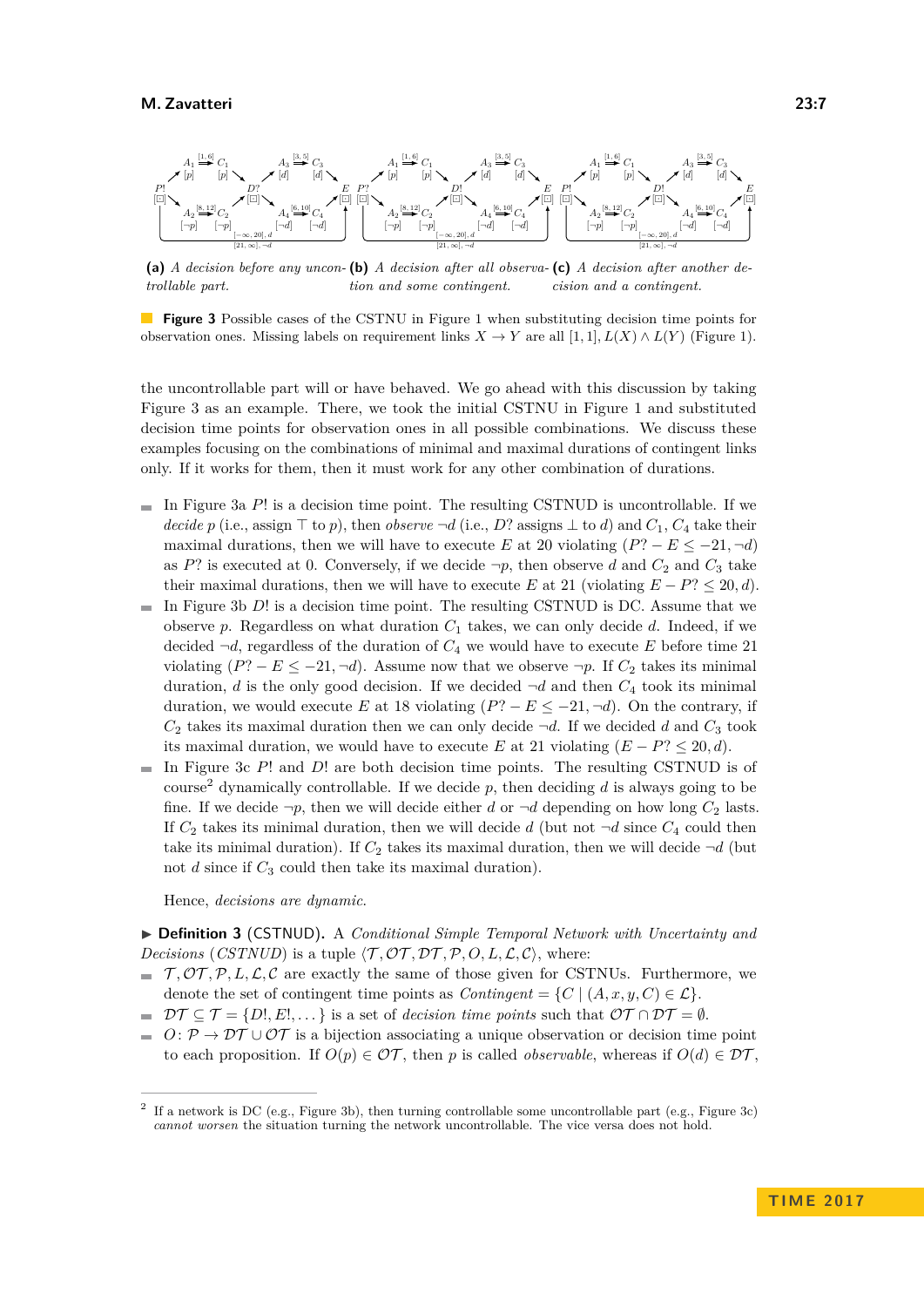**(a)** *A decision before any uncontrollable part.* **(b)** *A decision after all observation and some contingent.* **(c)** *A decision after another decision and a contingent.*

**Figure 3** Possible cases of the CSTNU in Figure 1 when substituting decision time points for observation ones. Missing labels on requirement links $X \to Y$ are all $[1, 1], L(X) \wedge L(Y)$ (Figure 1).

the uncontrollable part will or have behaved. We go ahead with this discussion by taking Figure 3 as an example. There, we took the initial CSTNU in Figure 1 and substituted decision time points for observation ones in all possible combinations. We discuss these examples focusing on the combinations of minimal and maximal durations of contingent links only. If it works for them, then it must work for any other combination of durations.

- In Figure 3a $P!$ is a decision time point. The resulting CSTNUD is uncontrollable. If we *decide* $p$ (i.e., assign $\top$ to $p$), then *observe* $\neg d$ (i.e., $D?$ assigns $\bot$ to $d$) and $C_1$, $C_4$ take their maximal durations, then we will have to execute $E$ at 20 violating $(P? - E \leq -21, \neg d)$ as $P?$ is executed at 0. Conversely, if we decide $\neg p$, then observe $d$ and $C_2$ and $C_3$ take their maximal durations, then we will have to execute $E$ at 21 (violating $E - P? \leq 20, d$).
- In Figure 3b $D!$ is a decision time point. The resulting CSTNUD is DC. Assume that we observe $p$. Regardless on what duration $C_1$ takes, we can only decide $d$. Indeed, if we decided $\neg d$, regardless of the duration of $C_4$ we would have to execute $E$ before time 21 violating $(P? - E \leq -21, \neg d)$. Assume now that we observe $\neg p$. If $C_2$ takes its minimal duration, $d$ is the only good decision. If we decided $\neg d$ and then $C_4$ took its minimal duration, we would execute $E$ at 18 violating $(P? - E \leq -21, \neg d)$. On the contrary, if $C_2$ takes its maximal duration then we can only decide $\neg d$. If we decided $d$ and $C_3$ took its maximal duration, we would have to execute $E$ at 21 violating $(E - P? \leq 20, d)$.
- In Figure 3c $P!$ and $D!$ are both decision time points. The resulting CSTNUD is of course[2] dynamically controllable. If we decide $p$, then deciding $d$ is always going to be fine. If we decide $\neg p$, then we will decide either $d$ or $\neg d$ depending on how long $C_2$ lasts. If $C_2$ takes its minimal duration, then we will decide $d$ (but not $\neg d$ since $C_4$ could then take its minimal duration). If $C_2$ takes its maximal duration, then we will decide $\neg d$ (but not $d$ since if $C_3$ could then take its maximal duration).

  Hence, *decisions are dynamic.*

▶ **Definition 3** (CSTNUD). A *Conditional Simple Temporal Network with Uncertainty and Decisions* (*CSTNUD*) is a tuple $\langle \mathcal{T}, \mathcal{OT}, \mathcal{DT}, \mathcal{P}, O, L, \mathcal{L}, \mathcal{C} \rangle$, where:

- $\mathcal{T}, \mathcal{OT}, \mathcal{P}, L, \mathcal{L}, \mathcal{C}$ are exactly the same of those given for CSTNUs. Furthermore, we denote the set of contingent time points as $Contingent = \{C \mid (A, x, y, C) \in \mathcal{L}\}$.
- $\mathcal{DT} \subseteq \mathcal{T} = \{D!, E!, \dots\}$ is a set of *decision time points* such that $\mathcal{OT} \cap \mathcal{DT} = \emptyset$.
- $O \colon \mathcal{P} \to \mathcal{DT} \cup \mathcal{OT}$ is a bijection associating a unique observation or decision time point to each proposition. If $O(p) \in \mathcal{OT}$, then $p$ is called *observable*, whereas if $O(d) \in \mathcal{DT}$,

[2] If a network is DC (e.g., Figure 3b), then turning controllable some uncontrollable part (e.g., Figure 3c) *cannot worsen* the situation turning the network uncontrollable. The vice versa does not hold.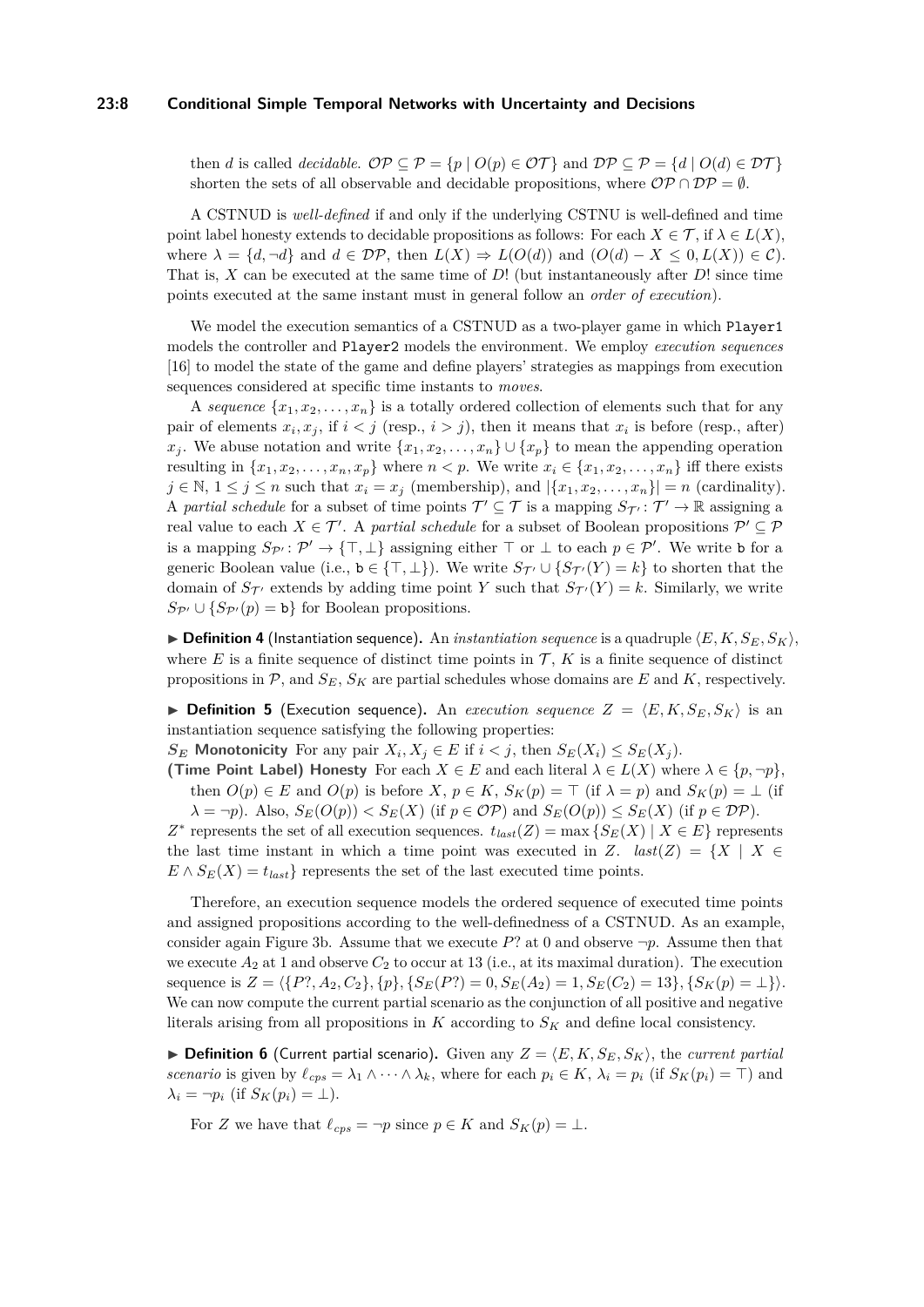then $d$ is called *decidable*. $\mathcal{OP} \subseteq \mathcal{P} = \{p \mid O(p) \in \mathcal{OT}\}$ and $\mathcal{DP} \subseteq \mathcal{P} = \{d \mid O(d) \in \mathcal{DT}\}$ shorten the sets of all observable and decidable propositions, where $\mathcal{OP} \cap \mathcal{DP} = \emptyset$.

A CSTNUD is *well-defined* if and only if the underlying CSTNU is well-defined and time point label honesty extends to decidable propositions as follows: For each $X \in \mathcal{T}$, if $\lambda \in L(X)$, where $\lambda = \{d, \neg d\}$ and $d \in \mathcal{DP}$, then $L(X) \Rightarrow L(O(d))$ and $(O(d) - X \leq 0, L(X)) \in \mathcal{C})$. That is, $X$ can be executed at the same time of $D!$ (but instantaneously after $D!$ since time points executed at the same instant must in general follow an *order of execution*).

We model the execution semantics of a CSTNUD as a two-player game in which `Player1` models the controller and `Player2` models the environment. We employ *execution sequences* [16] to model the state of the game and define players' strategies as mappings from execution sequences considered at specific time instants to *moves*.

A *sequence* $\{x_1, x_2, \ldots, x_n\}$ is a totally ordered collection of elements such that for any pair of elements $x_i, x_j$, if $i < j$ (resp., $i > j$), then it means that $x_i$ is before (resp., after) $x_j$. We abuse notation and write $\{x_1, x_2, \ldots, x_n\} \cup \{x_p\}$ to mean the appending operation resulting in $\{x_1, x_2, \ldots, x_n, x_p\}$ where $n < p$. We write $x_i \in \{x_1, x_2, \ldots, x_n\}$ iff there exists $j \in \mathbb{N}$, $1 \leq j \leq n$ such that $x_i = x_j$ (membership), and $|\{x_1, x_2, \ldots, x_n\}| = n$ (cardinality). A *partial schedule* for a subset of time points $\mathcal{T}' \subseteq \mathcal{T}$ is a mapping $S_{\mathcal{T}'} \colon \mathcal{T}' \to \mathbb{R}$ assigning a real value to each $X \in \mathcal{T}'$. A *partial schedule* for a subset of Boolean propositions $\mathcal{P}' \subseteq \mathcal{P}$ is a mapping $S_{\mathcal{P}'} \colon \mathcal{P}' \to \{\top, \bot\}$ assigning either $\top$ or $\bot$ to each $p \in \mathcal{P}'$. We write $\mathtt{b}$ for a generic Boolean value (i.e., $\mathtt{b} \in \{\top, \bot\}$). We write $S_{\mathcal{T}'} \cup \{S_{\mathcal{T}'}(Y) = k\}$ to shorten that the domain of $S_{\mathcal{T}'}$ extends by adding time point $Y$ such that $S_{\mathcal{T}'}(Y) = k$. Similarly, we write $S_{\mathcal{P}'} \cup \{S_{\mathcal{P}'}(p) = \mathtt{b}\}$ for Boolean propositions.

▶ **Definition 4** (Instantiation sequence)**.** An *instantiation sequence* is a quadruple $\langle E, K, S_E, S_K \rangle$, where $E$ is a finite sequence of distinct time points in $\mathcal{T}$, $K$ is a finite sequence of distinct propositions in $\mathcal{P}$, and $S_E$, $S_K$ are partial schedules whose domains are $E$ and $K$, respectively.

▶ **Definition 5** (Execution sequence)**.** An *execution sequence* $Z = \langle E, K, S_E, S_K \rangle$ is an instantiation sequence satisfying the following properties:

**$S_E$ Monotonicity** For any pair $X_i, X_j \in E$ if $i < j$, then $S_E(X_i) \leq S_E(X_j)$.

**(Time Point Label) Honesty** For each $X \in E$ and each literal $\lambda \in L(X)$ where $\lambda \in \{p, \neg p\}$, then $O(p) \in E$ and $O(p)$ is before $X$, $p \in K$, $S_K(p) = \top$ (if $\lambda = p$) and $S_K(p) = \bot$ (if $\lambda = \neg p$). Also, $S_E(O(p)) < S_E(X)$ (if $p \in \mathcal{OP}$) and $S_E(O(p)) \leq S_E(X)$ (if $p \in \mathcal{DP}$).

$Z^*$ represents the set of all execution sequences. $t_{last}(Z) = \max\{S_E(X) \mid X \in E\}$ represents the last time instant in which a time point was executed in $Z$. $last(Z) = \{X \mid X \in E \wedge S_E(X) = t_{last}\}$ represents the set of the last executed time points.

Therefore, an execution sequence models the ordered sequence of executed time points and assigned propositions according to the well-definedness of a CSTNUD. As an example, consider again Figure 3b. Assume that we execute $P?$ at 0 and observe $\neg p$. Assume then that we execute $A_2$ at 1 and observe $C_2$ to occur at 13 (i.e., at its maximal duration). The execution sequence is $Z = \langle \{P?, A_2, C_2\}, \{p\}, \{S_E(P?) = 0, S_E(A_2) = 1, S_E(C_2) = 13\}, \{S_K(p) = \bot\} \rangle$. We can now compute the current partial scenario as the conjunction of all positive and negative literals arising from all propositions in $K$ according to $S_K$ and define local consistency.

▶ **Definition 6** (Current partial scenario)**.** Given any $Z = \langle E, K, S_E, S_K \rangle$, the *current partial scenario* is given by $\ell_{cps} = \lambda_1 \wedge \cdots \wedge \lambda_k$, where for each $p_i \in K$, $\lambda_i = p_i$ (if $S_K(p_i) = \top$) and $\lambda_i = \neg p_i$ (if $S_K(p_i) = \bot$).

For $Z$ we have that $\ell_{cps} = \neg p$ since $p \in K$ and $S_K(p) = \bot$.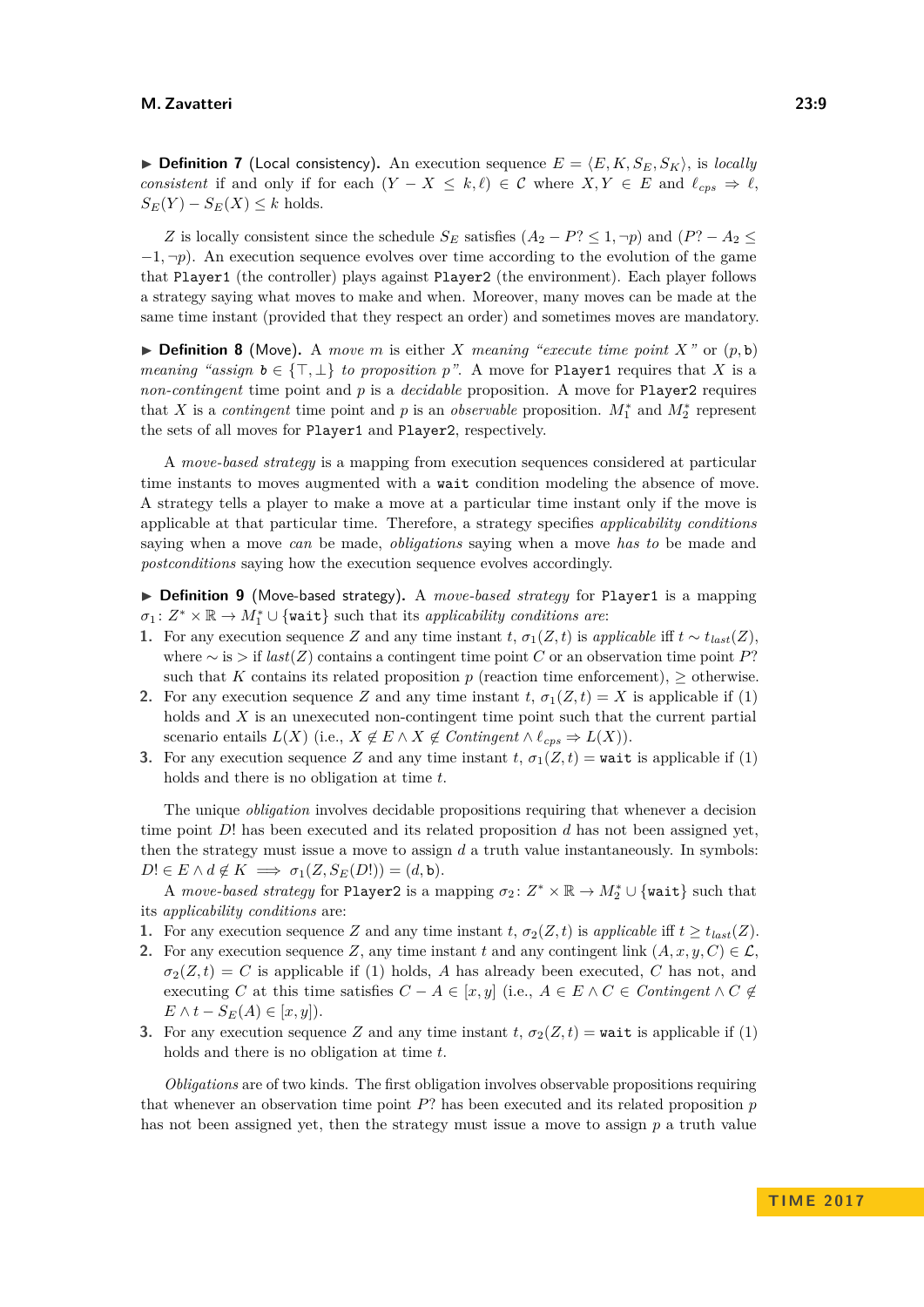▶ **Definition 7** (Local consistency)**.** An execution sequence $E = \langle E, K, S_E, S_K \rangle$, is *locally consistent* if and only if for each $(Y - X \leq k, \ell) \in \mathcal{C}$ where $X, Y \in E$ and $\ell_{cps} \Rightarrow \ell$, $S_E(Y) - S_E(X) \leq k$ holds.

$Z$ is locally consistent since the schedule $S_E$ satisfies $(A_2 - P? \leq 1, \neg p)$ and $(P? - A_2 \leq -1, \neg p)$. An execution sequence evolves over time according to the evolution of the game that `Player1` (the controller) plays against `Player2` (the environment). Each player follows a strategy saying what moves to make and when. Moreover, many moves can be made at the same time instant (provided that they respect an order) and sometimes moves are mandatory.

▶ **Definition 8** (Move)**.** *A move $m$ is either $X$ meaning "execute time point $X$" or $(p, \mathtt{b})$ meaning "assign $\mathtt{b} \in \{\top, \bot\}$ to proposition $p$".* A move for `Player1` requires that $X$ is a *non-contingent* time point and $p$ is a *decidable* proposition. A move for `Player2` requires that $X$ is a *contingent* time point and $p$ is an *observable* proposition. $M_1^*$ and $M_2^*$ represent the sets of all moves for `Player1` and `Player2`, respectively.

A *move-based strategy* is a mapping from execution sequences considered at particular time instants to moves augmented with a `wait` condition modeling the absence of move. A strategy tells a player to make a move at a particular time instant only if the move is applicable at that particular time. Therefore, a strategy specifies *applicability conditions* saying when a move *can* be made, *obligations* saying when a move *has to* be made and *postconditions* saying how the execution sequence evolves accordingly.

▶ **Definition 9** (Move-based strategy)**.** A *move-based strategy* for `Player1` is a mapping $\sigma_1 \colon Z^* \times \mathbb{R} \to M_1^* \cup \{\mathtt{wait}\}$ such that its *applicability conditions are*:

1. For any execution sequence $Z$ and any time instant $t$, $\sigma_1(Z, t)$ is *applicable* iff $t \sim t_{last}(Z)$, where $\sim$ is $>$ if *last*$(Z)$ contains a contingent time point $C$ or an observation time point $P?$ such that $K$ contains its related proposition $p$ (reaction time enforcement), $\geq$ otherwise.
2. For any execution sequence $Z$ and any time instant $t$, $\sigma_1(Z, t) = X$ is applicable if (1) holds and $X$ is an unexecuted non-contingent time point such that the current partial scenario entails $L(X)$ (i.e., $X \notin E \wedge X \notin \mathit{Contingent} \wedge \ell_{cps} \Rightarrow L(X)$).
3. For any execution sequence $Z$ and any time instant $t$, $\sigma_1(Z, t) = \mathtt{wait}$ is applicable if (1) holds and there is no obligation at time $t$.

The unique *obligation* involves decidable propositions requiring that whenever a decision time point $D!$ has been executed and its related proposition $d$ has not been assigned yet, then the strategy must issue a move to assign $d$ a truth value instantaneously. In symbols: $D! \in E \wedge d \notin K \implies \sigma_1(Z, S_E(D!)) = (d, \mathtt{b})$.

A *move-based strategy* for `Player2` is a mapping $\sigma_2 \colon Z^* \times \mathbb{R} \to M_2^* \cup \{\mathtt{wait}\}$ such that its *applicability conditions* are:

1. For any execution sequence $Z$ and any time instant $t$, $\sigma_2(Z, t)$ is *applicable* iff $t \geq t_{last}(Z)$.
2. For any execution sequence $Z$, any time instant $t$ and any contingent link $(A, x, y, C) \in \mathcal{L}$, $\sigma_2(Z, t) = C$ is applicable if (1) holds, $A$ has already been executed, $C$ has not, and executing $C$ at this time satisfies $C - A \in [x, y]$ (i.e., $A \in E \wedge C \in \mathit{Contingent} \wedge C \notin E \wedge t - S_E(A) \in [x, y]$).
3. For any execution sequence $Z$ and any time instant $t$, $\sigma_2(Z, t) = \mathtt{wait}$ is applicable if (1) holds and there is no obligation at time $t$.

*Obligations* are of two kinds. The first obligation involves observable propositions requiring that whenever an observation time point $P?$ has been executed and its related proposition $p$ has not been assigned yet, then the strategy must issue a move to assign $p$ a truth value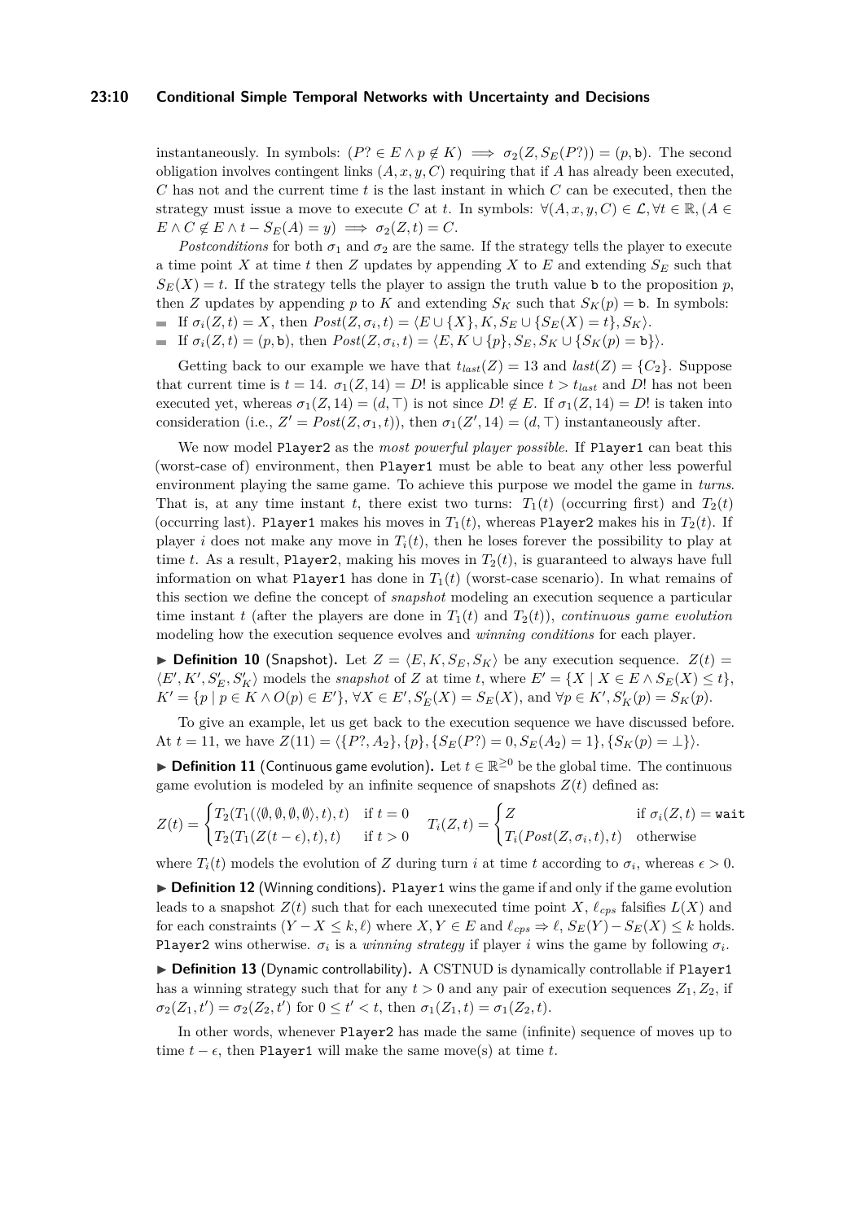instantaneously. In symbols: $(P? \in E \wedge p \notin K) \implies \sigma_2(Z, S_E(P?)) = (p, \mathtt{b})$. The second obligation involves contingent links $(A, x, y, C)$ requiring that if $A$ has already been executed, $C$ has not and the current time $t$ is the last instant in which $C$ can be executed, then the strategy must issue a move to execute $C$ at $t$. In symbols: $\forall (A, x, y, C) \in \mathcal{L}, \forall t \in \mathbb{R}, (A \in E \wedge C \notin E \wedge t - S_E(A) = y) \implies \sigma_2(Z, t) = C$.

*Postconditions* for both $\sigma_1$ and $\sigma_2$ are the same. If the strategy tells the player to execute a time point $X$ at time $t$ then $Z$ updates by appending $X$ to $E$ and extending $S_E$ such that $S_E(X) = t$. If the strategy tells the player to assign the truth value $\mathtt{b}$ to the proposition $p$, then $Z$ updates by appending $p$ to $K$ and extending $S_K$ such that $S_K(p) = \mathtt{b}$. In symbols:

- If $\sigma_i(Z, t) = X$, then $Post(Z, \sigma_i, t) = \langle E \cup \{X\}, K, S_E \cup \{S_E(X) = t\}, S_K \rangle$.
- If $\sigma_i(Z, t) = (p, \mathtt{b})$, then $Post(Z, \sigma_i, t) = \langle E, K \cup \{p\}, S_E, S_K \cup \{S_K(p) = \mathtt{b}\} \rangle$.

Getting back to our example we have that $t_{last}(Z) = 13$ and $last(Z) = \{C_2\}$. Suppose that current time is $t = 14$. $\sigma_1(Z, 14) = D!$ is applicable since $t > t_{last}$ and $D!$ has not been executed yet, whereas $\sigma_1(Z, 14) = (d, \top)$ is not since $D! \notin E$. If $\sigma_1(Z, 14) = D!$ is taken into consideration (i.e., $Z' = Post(Z, \sigma_1, t)$), then $\sigma_1(Z', 14) = (d, \top)$ instantaneously after.

We now model `Player2` as the *most powerful player possible*. If `Player1` can beat this (worst-case of) environment, then `Player1` must be able to beat any other less powerful environment playing the same game. To achieve this purpose we model the game in *turns*. That is, at any time instant $t$, there exist two turns: $T_1(t)$ (occurring first) and $T_2(t)$ (occurring last). `Player1` makes his moves in $T_1(t)$, whereas `Player2` makes his in $T_2(t)$. If player $i$ does not make any move in $T_i(t)$, then he loses forever the possibility to play at time $t$. As a result, `Player2`, making his moves in $T_2(t)$, is guaranteed to always have full information on what `Player1` has done in $T_1(t)$ (worst-case scenario). In what remains of this section we define the concept of *snapshot* modeling an execution sequence a particular time instant $t$ (after the players are done in $T_1(t)$ and $T_2(t)$), *continuous game evolution* modeling how the execution sequence evolves and *winning conditions* for each player.

▶ **Definition 10** (Snapshot)**.** Let $Z = \langle E, K, S_E, S_K \rangle$ be any execution sequence. $Z(t) = \langle E', K', S'_E, S'_K \rangle$ models the *snapshot* of $Z$ at time $t$, where $E' = \{X \mid X \in E \wedge S_E(X) \leq t\}$, $K' = \{p \mid p \in K \wedge O(p) \in E'\}$, $\forall X \in E', S'_E(X) = S_E(X)$, and $\forall p \in K', S'_K(p) = S_K(p)$.

To give an example, let us get back to the execution sequence we have discussed before. At $t = 11$, we have $Z(11) = \langle \{P?, A_2\}, \{p\}, \{S_E(P?) = 0, S_E(A_2) = 1\}, \{S_K(p) = \bot\} \rangle$.

▶ **Definition 11** (Continuous game evolution)**.** Let $t \in \mathbb{R}^{\geq 0}$ be the global time. The continuous game evolution is modeled by an infinite sequence of snapshots $Z(t)$ defined as:

$$Z(t) = \begin{cases} T_2(T_1(\langle \emptyset, \emptyset, \emptyset, \emptyset \rangle, t), t) & \text{if } t = 0 \\ T_2(T_1(Z(t - \epsilon), t), t) & \text{if } t > 0 \end{cases} \quad T_i(Z, t) = \begin{cases} Z & \text{if } \sigma_i(Z, t) = \mathtt{wait} \\ T_i(Post(Z, \sigma_i, t), t) & \text{otherwise} \end{cases}$$

where $T_i(t)$ models the evolution of $Z$ during turn $i$ at time $t$ according to $\sigma_i$, whereas $\epsilon > 0$.

▶ **Definition 12** (Winning conditions)**.** `Player1` wins the game if and only if the game evolution leads to a snapshot $Z(t)$ such that for each unexecuted time point $X$, $\ell_{cps}$ falsifies $L(X)$ and for each constraints $(Y - X \leq k, \ell)$ where $X, Y \in E$ and $\ell_{cps} \Rightarrow \ell$, $S_E(Y) - S_E(X) \leq k$ holds. `Player2` wins otherwise. $\sigma_i$ is a *winning strategy* if player $i$ wins the game by following $\sigma_i$.

▶ **Definition 13** (Dynamic controllability)**.** A CSTNUD is dynamically controllable if `Player1` has a winning strategy such that for any $t > 0$ and any pair of execution sequences $Z_1, Z_2$, if $\sigma_2(Z_1, t') = \sigma_2(Z_2, t')$ for $0 \leq t' < t$, then $\sigma_1(Z_1, t) = \sigma_1(Z_2, t)$.

In other words, whenever `Player2` has made the same (infinite) sequence of moves up to time $t - \epsilon$, then `Player1` will make the same move(s) at time $t$.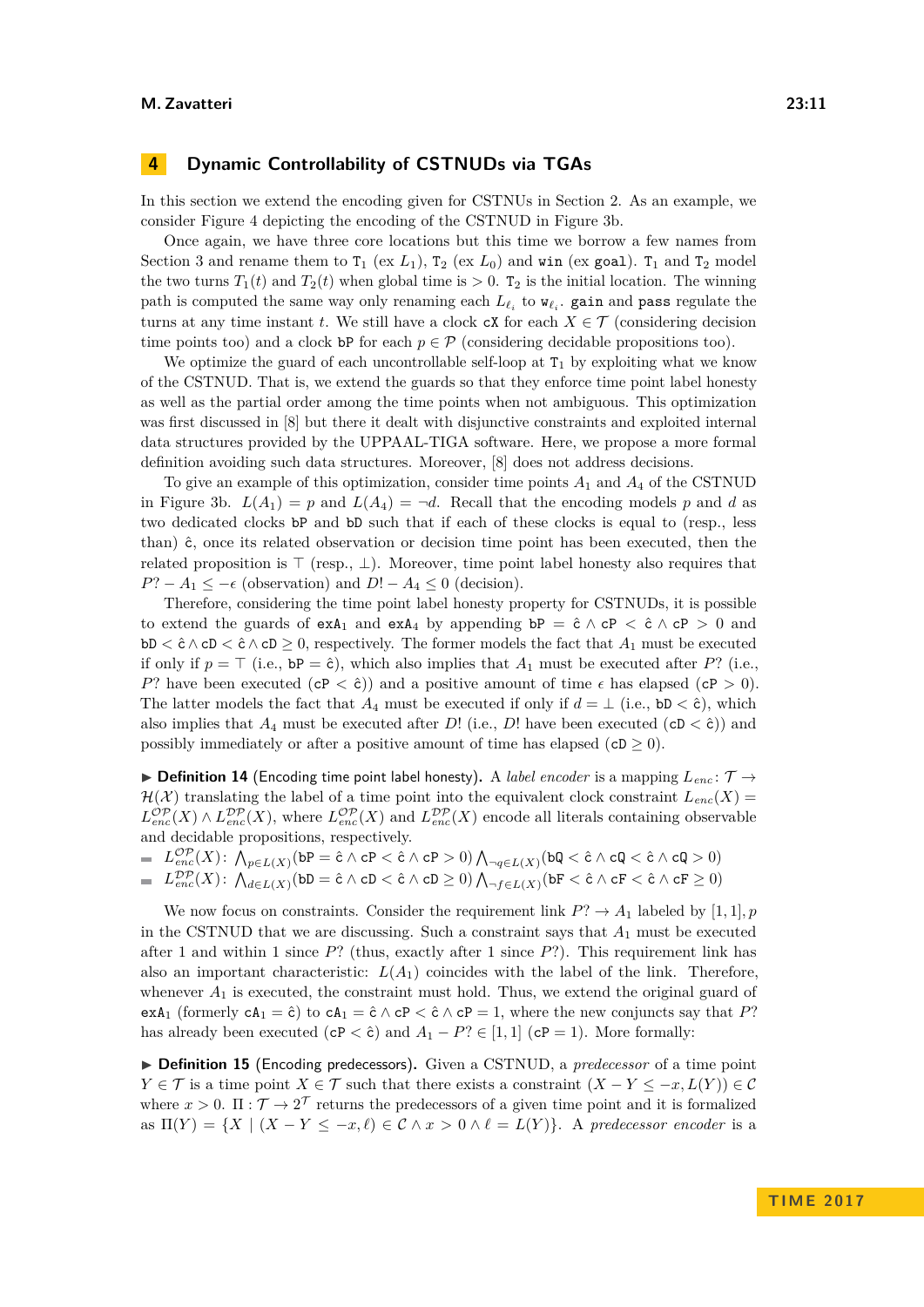## 4 Dynamic Controllability of CSTNUDs via TGAs

In this section we extend the encoding given for CSTNUs in Section 2. As an example, we consider Figure 4 depicting the encoding of the CSTNUD in Figure 3b.

Once again, we have three core locations but this time we borrow a few names from Section 3 and rename them to $\mathtt{T}_1$ (ex $L_1$), $\mathtt{T}_2$ (ex $L_0$) and $\mathtt{win}$ (ex $\mathtt{goal}$). $\mathtt{T}_1$ and $\mathtt{T}_2$ model the two turns $T_1(t)$ and $T_2(t)$ when global time is $> 0$. $\mathtt{T}_2$ is the initial location. The winning path is computed the same way only renaming each $L_{\ell_i}$ to $\mathtt{w}_{\ell_i}$. $\mathtt{gain}$ and $\mathtt{pass}$ regulate the turns at any time instant $t$. We still have a clock $\mathtt{cX}$ for each $X \in \mathcal{T}$ (considering decision time points too) and a clock $\mathtt{bP}$ for each $p \in \mathcal{P}$ (considering decidable propositions too).

We optimize the guard of each uncontrollable self-loop at $\mathtt{T}_1$ by exploiting what we know of the CSTNUD. That is, we extend the guards so that they enforce time point label honesty as well as the partial order among the time points when not ambiguous. This optimization was first discussed in [8] but there it dealt with disjunctive constraints and exploited internal data structures provided by the UPPAAL-TIGA software. Here, we propose a more formal definition avoiding such data structures. Moreover, [8] does not address decisions.

To give an example of this optimization, consider time points $A_1$ and $A_4$ of the CSTNUD in Figure 3b. $L(A_1) = p$ and $L(A_4) = \neg d$. Recall that the encoding models $p$ and $d$ as two dedicated clocks $\mathtt{bP}$ and $\mathtt{bD}$ such that if each of these clocks is equal to (resp., less than) $\hat{\mathtt{c}}$, once its related observation or decision time point has been executed, then the related proposition is $\top$ (resp., $\bot$). Moreover, time point label honesty also requires that $P? - A_1 \leq -\epsilon$ (observation) and $D! - A_4 \leq 0$ (decision).

Therefore, considering the time point label honesty property for CSTNUDs, it is possible to extend the guards of $\mathtt{exA}_1$ and $\mathtt{exA}_4$ by appending $\mathtt{bP} = \hat{\mathtt{c}} \wedge \mathtt{cP} < \hat{\mathtt{c}} \wedge \mathtt{cP} > 0$ and $\mathtt{bD} < \hat{\mathtt{c}} \wedge \mathtt{cD} < \hat{\mathtt{c}} \wedge \mathtt{cD} \geq 0$, respectively. The former models the fact that $A_1$ must be executed if only if $p = \top$ (i.e., $\mathtt{bP} = \hat{\mathtt{c}}$), which also implies that $A_1$ must be executed after $P?$ (i.e., $P?$ have been executed ($\mathtt{cP} < \hat{\mathtt{c}}$)) and a positive amount of time $\epsilon$ has elapsed ($\mathtt{cP} > 0$). The latter models the fact that $A_4$ must be executed if only if $d = \bot$ (i.e., $\mathtt{bD} < \hat{\mathtt{c}}$), which also implies that $A_4$ must be executed after $D!$ (i.e., $D!$ have been executed ($\mathtt{cD} < \hat{\mathtt{c}}$)) and possibly immediately or after a positive amount of time has elapsed ($\mathtt{cD} \geq 0$).

▶ **Definition 14** (Encoding time point label honesty). A *label encoder* is a mapping $L_{enc}\colon \mathcal{T} \to \mathcal{H}(\mathcal{X})$ translating the label of a time point into the equivalent clock constraint $L_{enc}(X) = L^{\mathcal{OP}}_{enc}(X) \wedge L^{\mathcal{DP}}_{enc}(X)$, where $L^{\mathcal{OP}}_{enc}(X)$ and $L^{\mathcal{DP}}_{enc}(X)$ encode all literals containing observable and decidable propositions, respectively.

- $L^{\mathcal{OP}}_{enc}(X)$: $\bigwedge_{p \in L(X)}(\mathtt{bP} = \hat{\mathtt{c}} \wedge \mathtt{cP} < \hat{\mathtt{c}} \wedge \mathtt{cP} > 0) \bigwedge_{\neg q \in L(X)}(\mathtt{bQ} < \hat{\mathtt{c}} \wedge \mathtt{cQ} < \hat{\mathtt{c}} \wedge \mathtt{cQ} > 0)$
- $L^{\mathcal{DP}}_{enc}(X)$: $\bigwedge_{d \in L(X)}(\mathtt{bD} = \hat{\mathtt{c}} \wedge \mathtt{cD} < \hat{\mathtt{c}} \wedge \mathtt{cD} \geq 0) \bigwedge_{\neg f \in L(X)}(\mathtt{bF} < \hat{\mathtt{c}} \wedge \mathtt{cF} < \hat{\mathtt{c}} \wedge \mathtt{cF} \geq 0)$

We now focus on constraints. Consider the requirement link $P? \to A_1$ labeled by $[1, 1], p$ in the CSTNUD that we are discussing. Such a constraint says that $A_1$ must be executed after 1 and within 1 since $P?$ (thus, exactly after 1 since $P?$). This requirement link has also an important characteristic: $L(A_1)$ coincides with the label of the link. Therefore, whenever $A_1$ is executed, the constraint must hold. Thus, we extend the original guard of $\mathtt{exA}_1$ (formerly $\mathtt{cA}_1 = \hat{\mathtt{c}}$) to $\mathtt{cA}_1 = \hat{\mathtt{c}} \wedge \mathtt{cP} < \hat{\mathtt{c}} \wedge \mathtt{cP} = 1$, where the new conjuncts say that $P?$ has already been executed ($\mathtt{cP} < \hat{\mathtt{c}}$) and $A_1 - P? \in [1, 1]$ ($\mathtt{cP} = 1$). More formally:

▶ **Definition 15** (Encoding predecessors). Given a CSTNUD, a *predecessor* of a time point $Y \in \mathcal{T}$ is a time point $X \in \mathcal{T}$ such that there exists a constraint $(X - Y \leq -x, L(Y)) \in \mathcal{C}$ where $x > 0$. $\Pi\colon \mathcal{T} \to 2^{\mathcal{T}}$ returns the predecessors of a given time point and it is formalized as $\Pi(Y) = \{X \mid (X - Y \leq -x, \ell) \in \mathcal{C} \wedge x > 0 \wedge \ell = L(Y)\}$. A *predecessor encoder* is a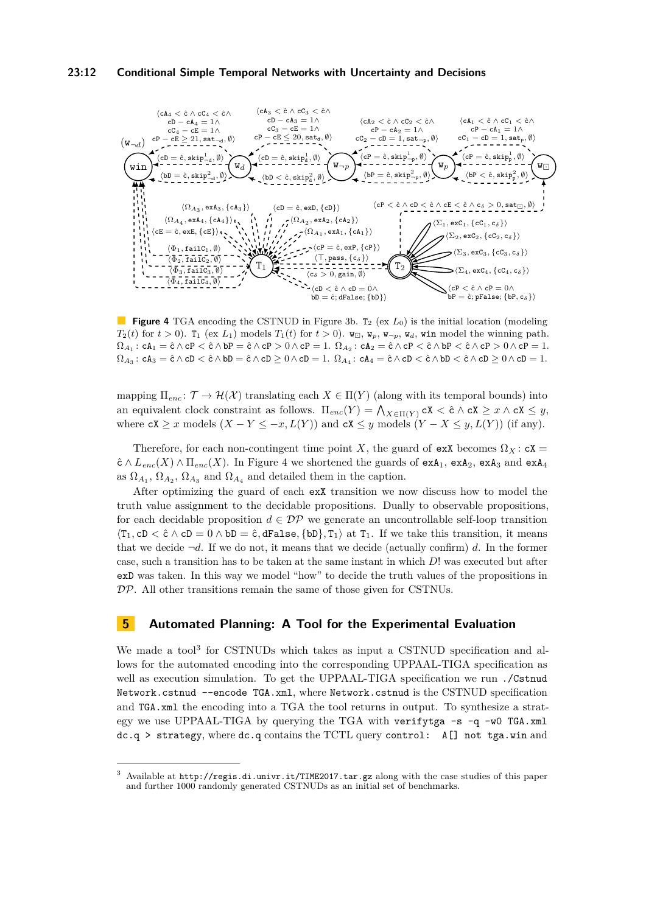**Figure 4** TGA encoding the CSTNUD in Figure 3b. $\mathtt{T}_2$ (ex $L_0$) is the initial location (modeling $T_2(t)$ for $t > 0$). $\mathtt{T}_1$ (ex $L_1$) models $T_1(t)$ for $t > 0$). $\mathtt{w}_\square$, $\mathtt{w}_p$, $\mathtt{w}_{\neg p}$, $\mathtt{w}_d$, $\mathtt{win}$ model the winning path. $\Omega_{A_1}$: $\mathtt{cA}_1 = \hat{\mathtt{c}} \wedge \mathtt{cP} < \hat{\mathtt{c}} \wedge \mathtt{bP} = \hat{\mathtt{c}} \wedge \mathtt{cP} > 0 \wedge \mathtt{cP} = 1$. $\Omega_{A_2}$: $\mathtt{cA}_2 = \hat{\mathtt{c}} \wedge \mathtt{cP} < \hat{\mathtt{c}} \wedge \mathtt{bP} < \hat{\mathtt{c}} \wedge \mathtt{cP} > 0 \wedge \mathtt{cP} = 1$. $\Omega_{A_3}$: $\mathtt{cA}_3 = \hat{\mathtt{c}} \wedge \mathtt{cD} < \hat{\mathtt{c}} \wedge \mathtt{bD} = \hat{\mathtt{c}} \wedge \mathtt{cD} \geq 0 \wedge \mathtt{cD} = 1$. $\Omega_{A_4}$: $\mathtt{cA}_4 = \hat{\mathtt{c}} \wedge \mathtt{cD} < \hat{\mathtt{c}} \wedge \mathtt{bD} < \hat{\mathtt{c}} \wedge \mathtt{cD} \geq 0 \wedge \mathtt{cD} = 1$.

mapping $\Pi_{enc}\colon \mathcal{T} \to \mathcal{H}(\mathcal{X})$ translating each $X \in \Pi(Y)$ (along with its temporal bounds) into an equivalent clock constraint as follows. $\Pi_{enc}(Y) = \bigwedge_{X \in \Pi(Y)} \mathtt{cX} < \hat{\mathtt{c}} \wedge \mathtt{cX} \geq x \wedge \mathtt{cX} \leq y$, where $\mathtt{cX} \geq x$ models $(X - Y \leq -x, L(Y))$ and $\mathtt{cX} \leq y$ models $(Y - X \leq y, L(Y))$ (if any).

Therefore, for each non-contingent time point $X$, the guard of $\mathtt{exX}$ becomes $\Omega_X$: $\mathtt{cX} = \hat{\mathtt{c}} \wedge L_{enc}(X) \wedge \Pi_{enc}(X)$. In Figure 4 we shortened the guards of $\mathtt{exA}_1$, $\mathtt{exA}_2$, $\mathtt{exA}_3$ and $\mathtt{exA}_4$ as $\Omega_{A_1}$, $\Omega_{A_2}$, $\Omega_{A_3}$ and $\Omega_{A_4}$ and detailed them in the caption.

After optimizing the guard of each $\mathtt{exX}$ transition we now discuss how to model the truth value assignment to the decidable propositions. Dually to observable propositions, for each decidable proposition $d \in \mathcal{DP}$ we generate an uncontrollable self-loop transition $\langle \mathtt{T}_1, \mathtt{cD} < \hat{\mathtt{c}} \wedge \mathtt{cD} = 0 \wedge \mathtt{bD} = \hat{\mathtt{c}}, \mathtt{dFalse}, \{\mathtt{bD}\}, \mathtt{T}_1 \rangle$ at $\mathtt{T}_1$. If we take this transition, it means that we decide $\neg d$. If we do not, it means that we decide (actually confirm) $d$. In the former case, such a transition has to be taken at the same instant in which $D!$ was executed but after $\mathtt{exD}$ was taken. In this way we model "how" to decide the truth values of the propositions in $\mathcal{DP}$. All other transitions remain the same of those given for CSTNUs.

## 5 Automated Planning: A Tool for the Experimental Evaluation

We made a tool[3] for CSTNUDs which takes as input a CSTNUD specification and allows for the automated encoding into the corresponding UPPAAL-TIGA specification as well as execution simulation. To get the UPPAAL-TIGA specification we run `./Cstnud Network.cstnud --encode TGA.xml`, where `Network.cstnud` is the CSTNUD specification and `TGA.xml` the encoding into a TGA the tool returns in output. To synthesize a strategy we use UPPAAL-TIGA by querying the TGA with `verifytga -s -q -w0 TGA.xml dc.q > strategy`, where `dc.q` contains the TCTL query `control: A[] not tga.win` and

[3] Available at `http://regis.di.univr.it/TIME2017.tar.gz` along with the case studies of this paper and further 1000 randomly generated CSTNUDs as an initial set of benchmarks.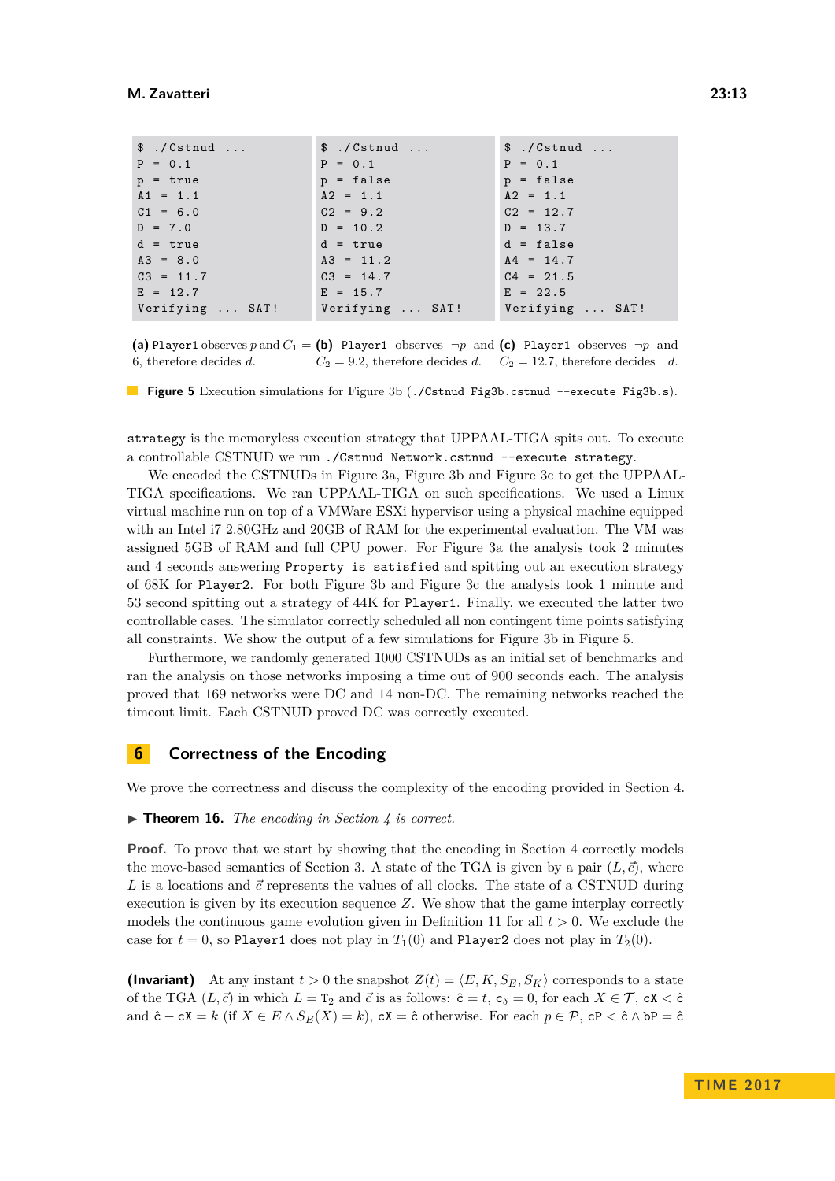```
$ ./Cstnud ...
P = 0.1
p = true
A1 = 1.1
C1 = 6.0
D = 7.0
d = true
A3 = 8.0
C3 = 11.7
E = 12.7
Verifying ... SAT!
```

**(a)** `Player1` observes $p$ and $C_1 = 6$, therefore decides $d$.

```
$ ./Cstnud ...
P = 0.1
p = false
A2 = 1.1
C2 = 9.2
D = 10.2
d = true
A3 = 11.2
C3 = 14.7
E = 15.7
Verifying ... SAT!
```

**(b)** `Player1` observes $\neg p$ and $C_2 = 9.2$, therefore decides $d$.

```
$ ./Cstnud ...
P = 0.1
p = false
A2 = 1.1
C2 = 12.7
D = 13.7
d = false
A4 = 14.7
C4 = 21.5
E = 22.5
Verifying ... SAT!
```

**(c)** `Player1` observes $\neg p$ and $C_2 = 12.7$, therefore decides $\neg d$.

**Figure 5** Execution simulations for Figure 3b (`./Cstnud Fig3b.cstnud --execute Fig3b.s`).

`strategy` is the memoryless execution strategy that UPPAAL-TIGA spits out. To execute a controllable CSTNUD we run `./Cstnud Network.cstnud --execute strategy`.

We encoded the CSTNUDs in Figure 3a, Figure 3b and Figure 3c to get the UPPAAL-TIGA specifications. We ran UPPAAL-TIGA on such specifications. We used a Linux virtual machine run on top of a VMWare ESXi hypervisor using a physical machine equipped with an Intel i7 2.80GHz and 20GB of RAM for the experimental evaluation. The VM was assigned 5GB of RAM and full CPU power. For Figure 3a the analysis took 2 minutes and 4 seconds answering `Property is satisfied` and spitting out an execution strategy of 68K for `Player2`. For both Figure 3b and Figure 3c the analysis took 1 minute and 53 second spitting out a strategy of 44K for `Player1`. Finally, we executed the latter two controllable cases. The simulator correctly scheduled all non contingent time points satisfying all constraints. We show the output of a few simulations for Figure 3b in Figure 5.

Furthermore, we randomly generated 1000 CSTNUDs as an initial set of benchmarks and ran the analysis on those networks imposing a time out of 900 seconds each. The analysis proved that 169 networks were DC and 14 non-DC. The remaining networks reached the timeout limit. Each CSTNUD proved DC was correctly executed.

## 6 Correctness of the Encoding

We prove the correctness and discuss the complexity of the encoding provided in Section 4.

▶ **Theorem 16.** *The encoding in Section 4 is correct.*

**Proof.** To prove that we start by showing that the encoding in Section 4 correctly models the move-based semantics of Section 3. A state of the TGA is given by a pair $(L, \vec{c})$, where $L$ is a locations and $\vec{c}$ represents the values of all clocks. The state of a CSTNUD during execution is given by its execution sequence $Z$. We show that the game interplay correctly models the continuous game evolution given in Definition 11 for all $t > 0$. We exclude the case for $t = 0$, so `Player1` does not play in $T_1(0)$ and `Player2` does not play in $T_2(0)$.

**(Invariant)** At any instant $t > 0$ the snapshot $Z(t) = \langle E, K, S_E, S_K \rangle$ corresponds to a state of the TGA $(L, \vec{c})$ in which $L = \mathtt{T}_2$ and $\vec{c}$ is as follows: $\hat{\mathtt{c}} = t$, $\mathtt{c}_\delta = 0$, for each $X \in \mathcal{T}$, $\mathtt{cX} < \hat{\mathtt{c}}$ and $\hat{\mathtt{c}} - \mathtt{cX} = k$ (if $X \in E \wedge S_E(X) = k$), $\mathtt{cX} = \hat{\mathtt{c}}$ otherwise. For each $p \in \mathcal{P}$, $\mathtt{cP} < \hat{\mathtt{c}} \wedge \mathtt{bP} = \hat{\mathtt{c}}$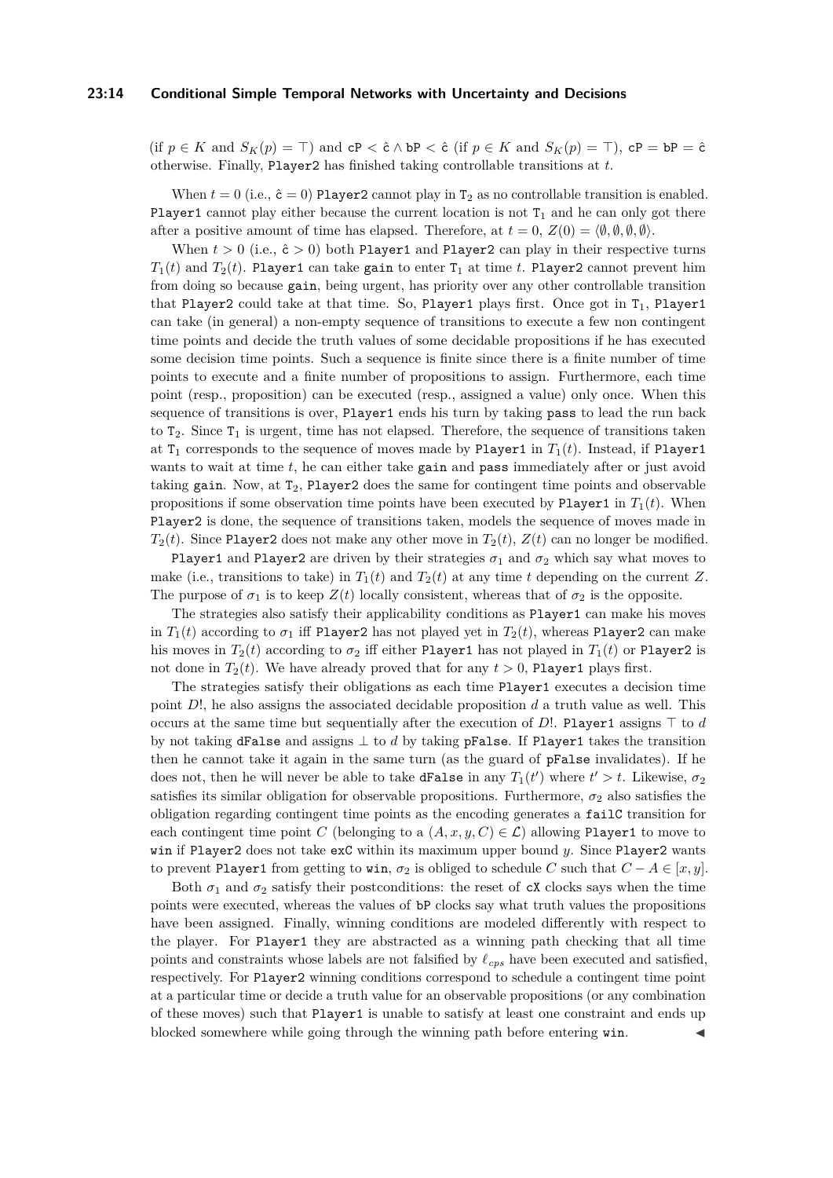(if $p \in K$ and $S_K(p) = \top$) and $\mathtt{cP} < \hat{\mathtt{c}} \wedge \mathtt{bP} < \hat{\mathtt{c}}$ (if $p \in K$ and $S_K(p) = \top$), $\mathtt{cP} = \mathtt{bP} = \hat{\mathtt{c}}$ otherwise. Finally, Player2 has finished taking controllable transitions at $t$.

When $t = 0$ (i.e., $\hat{\mathtt{c}} = 0$) Player2 cannot play in $\mathtt{T}_2$ as no controllable transition is enabled. Player1 cannot play either because the current location is not $\mathtt{T}_1$ and he can only got there after a positive amount of time has elapsed. Therefore, at $t = 0$, $Z(0) = \langle \emptyset, \emptyset, \emptyset, \emptyset \rangle$.

When $t > 0$ (i.e., $\hat{\mathtt{c}} > 0$) both Player1 and Player2 can play in their respective turns $T_1(t)$ and $T_2(t)$. Player1 can take gain to enter $\mathtt{T}_1$ at time $t$. Player2 cannot prevent him from doing so because gain, being urgent, has priority over any other controllable transition that Player2 could take at that time. So, Player1 plays first. Once got in $\mathtt{T}_1$, Player1 can take (in general) a non-empty sequence of transitions to execute a few non contingent time points and decide the truth values of some decidable propositions if he has executed some decision time points. Such a sequence is finite since there is a finite number of time points to execute and a finite number of propositions to assign. Furthermore, each time point (resp., proposition) can be executed (resp., assigned a value) only once. When this sequence of transitions is over, Player1 ends his turn by taking pass to lead the run back to $\mathtt{T}_2$. Since $\mathtt{T}_1$ is urgent, time has not elapsed. Therefore, the sequence of transitions taken at $\mathtt{T}_1$ corresponds to the sequence of moves made by Player1 in $T_1(t)$. Instead, if Player1 wants to wait at time $t$, he can either take gain and pass immediately after or just avoid taking gain. Now, at $\mathtt{T}_2$, Player2 does the same for contingent time points and observable propositions if some observation time points have been executed by Player1 in $T_1(t)$. When Player2 is done, the sequence of transitions taken, models the sequence of moves made in $T_2(t)$. Since Player2 does not make any other move in $T_2(t)$, $Z(t)$ can no longer be modified.

Player1 and Player2 are driven by their strategies $\sigma_1$ and $\sigma_2$ which say what moves to make (i.e., transitions to take) in $T_1(t)$ and $T_2(t)$ at any time $t$ depending on the current $Z$. The purpose of $\sigma_1$ is to keep $Z(t)$ locally consistent, whereas that of $\sigma_2$ is the opposite.

The strategies also satisfy their applicability conditions as Player1 can make his moves in $T_1(t)$ according to $\sigma_1$ iff Player2 has not played yet in $T_2(t)$, whereas Player2 can make his moves in $T_2(t)$ according to $\sigma_2$ iff either Player1 has not played in $T_1(t)$ or Player2 is not done in $T_2(t)$. We have already proved that for any $t > 0$, Player1 plays first.

The strategies satisfy their obligations as each time Player1 executes a decision time point $D!$, he also assigns the associated decidable proposition $d$ a truth value as well. This occurs at the same time but sequentially after the execution of $D!$. Player1 assigns $\top$ to $d$ by not taking dFalse and assigns $\bot$ to $d$ by taking pFalse. If Player1 takes the transition then he cannot take it again in the same turn (as the guard of pFalse invalidates). If he does not, then he will never be able to take dFalse in any $T_1(t')$ where $t' > t$. Likewise, $\sigma_2$ satisfies its similar obligation for observable propositions. Furthermore, $\sigma_2$ also satisfies the obligation regarding contingent time points as the encoding generates a failC transition for each contingent time point $C$ (belonging to a $(A, x, y, C) \in \mathcal{L}$) allowing Player1 to move to win if Player2 does not take exC within its maximum upper bound $y$. Since Player2 wants to prevent Player1 from getting to win, $\sigma_2$ is obliged to schedule $C$ such that $C - A \in [x, y]$.

Both $\sigma_1$ and $\sigma_2$ satisfy their postconditions: the reset of cX clocks says when the time points were executed, whereas the values of bP clocks say what truth values the propositions have been assigned. Finally, winning conditions are modeled differently with respect to the player. For Player1 they are abstracted as a winning path checking that all time points and constraints whose labels are not falsified by $\ell_{cps}$ have been executed and satisfied, respectively. For Player2 winning conditions correspond to schedule a contingent time point at a particular time or decide a truth value for an observable propositions (or any combination of these moves) such that Player1 is unable to satisfy at least one constraint and ends up blocked somewhere while going through the winning path before entering win. ◀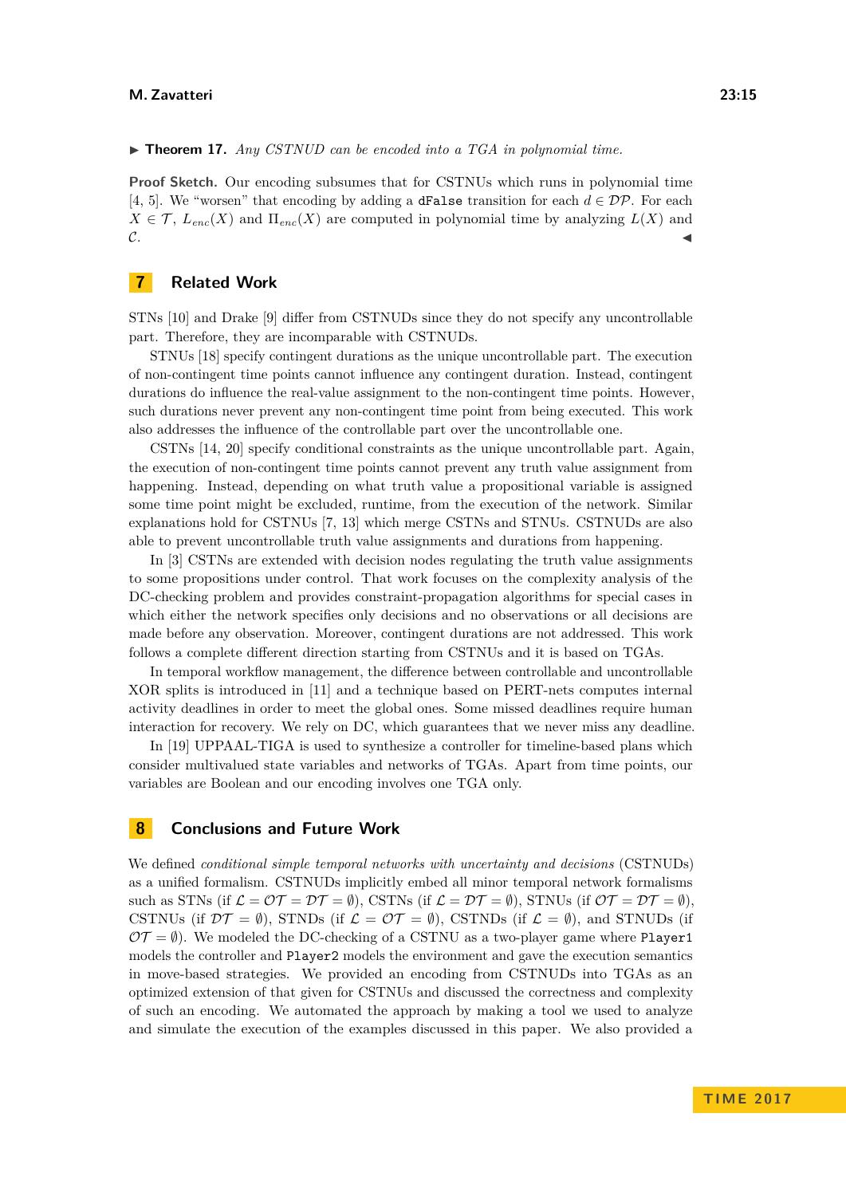**Theorem 17.** *Any CSTNUD can be encoded into a TGA in polynomial time.*

**Proof Sketch.** Our encoding subsumes that for CSTNUs which runs in polynomial time [4, 5]. We "worsen" that encoding by adding a `dFalse` transition for each $d \in \mathcal{DP}$. For each $X \in \mathcal{T}$, $L_{enc}(X)$ and $\Pi_{enc}(X)$ are computed in polynomial time by analyzing $L(X)$ and $\mathcal{C}$. ◀

## 7 Related Work

STNs [10] and Drake [9] differ from CSTNUDs since they do not specify any uncontrollable part. Therefore, they are incomparable with CSTNUDs.

STNUs [18] specify contingent durations as the unique uncontrollable part. The execution of non-contingent time points cannot influence any contingent duration. Instead, contingent durations do influence the real-value assignment to the non-contingent time points. However, such durations never prevent any non-contingent time point from being executed. This work also addresses the influence of the controllable part over the uncontrollable one.

CSTNs [14, 20] specify conditional constraints as the unique uncontrollable part. Again, the execution of non-contingent time points cannot prevent any truth value assignment from happening. Instead, depending on what truth value a propositional variable is assigned some time point might be excluded, runtime, from the execution of the network. Similar explanations hold for CSTNUs [7, 13] which merge CSTNs and STNUs. CSTNUDs are also able to prevent uncontrollable truth value assignments and durations from happening.

In [3] CSTNs are extended with decision nodes regulating the truth value assignments to some propositions under control. That work focuses on the complexity analysis of the DC-checking problem and provides constraint-propagation algorithms for special cases in which either the network specifies only decisions and no observations or all decisions are made before any observation. Moreover, contingent durations are not addressed. This work follows a complete different direction starting from CSTNUs and it is based on TGAs.

In temporal workflow management, the difference between controllable and uncontrollable XOR splits is introduced in [11] and a technique based on PERT-nets computes internal activity deadlines in order to meet the global ones. Some missed deadlines require human interaction for recovery. We rely on DC, which guarantees that we never miss any deadline.

In [19] UPPAAL-TIGA is used to synthesize a controller for timeline-based plans which consider multivalued state variables and networks of TGAs. Apart from time points, our variables are Boolean and our encoding involves one TGA only.

## 8 Conclusions and Future Work

We defined *conditional simple temporal networks with uncertainty and decisions* (CSTNUDs) as a unified formalism. CSTNUDs implicitly embed all minor temporal network formalisms such as STNs (if $\mathcal{L} = \mathcal{OT} = \mathcal{DT} = \emptyset$), CSTNs (if $\mathcal{L} = \mathcal{DT} = \emptyset$), STNUs (if $\mathcal{OT} = \mathcal{DT} = \emptyset$), CSTNUs (if $\mathcal{DT} = \emptyset$), STNDs (if $\mathcal{L} = \mathcal{OT} = \emptyset$), CSTNDs (if $\mathcal{L} = \emptyset$), and STNUDs (if $\mathcal{OT} = \emptyset$). We modeled the DC-checking of a CSTNU as a two-player game where `Player1` models the controller and `Player2` models the environment and gave the execution semantics in move-based strategies. We provided an encoding from CSTNUDs into TGAs as an optimized extension of that given for CSTNUs and discussed the correctness and complexity of such an encoding. We automated the approach by making a tool we used to analyze and simulate the execution of the examples discussed in this paper. We also provided a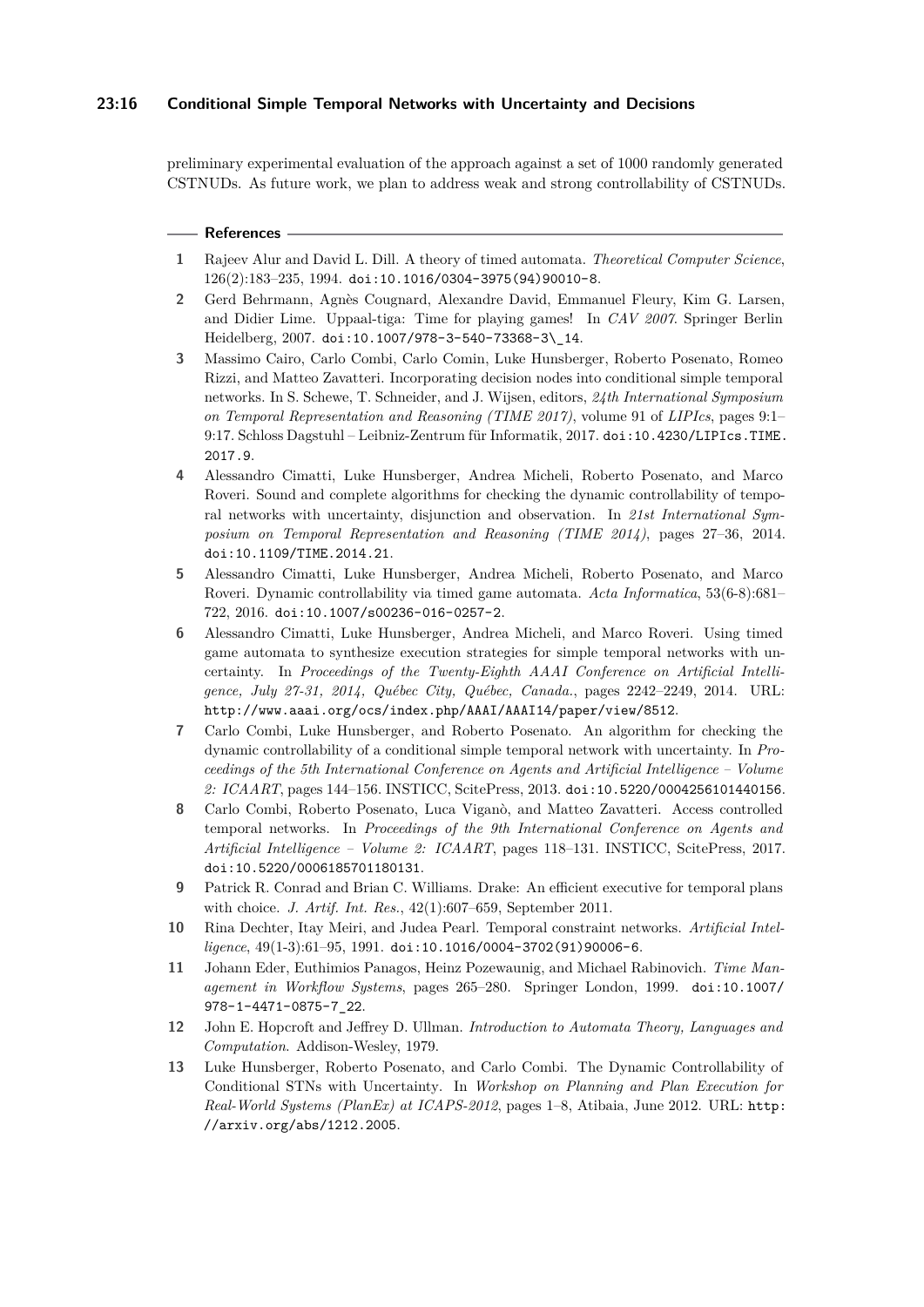preliminary experimental evaluation of the approach against a set of 1000 randomly generated CSTNUDs. As future work, we plan to address weak and strong controllability of CSTNUDs.

## References

1. Rajeev Alur and David L. Dill. A theory of timed automata. *Theoretical Computer Science*, 126(2):183–235, 1994. doi:10.1016/0304-3975(94)90010-8.
2. Gerd Behrmann, Agnès Cougnard, Alexandre David, Emmanuel Fleury, Kim G. Larsen, and Didier Lime. Uppaal-tiga: Time for playing games! In *CAV 2007*. Springer Berlin Heidelberg, 2007. doi:10.1007/978-3-540-73368-3\_14.
3. Massimo Cairo, Carlo Combi, Carlo Comin, Luke Hunsberger, Roberto Posenato, Romeo Rizzi, and Matteo Zavatteri. Incorporating decision nodes into conditional simple temporal networks. In S. Schewe, T. Schneider, and J. Wijsen, editors, *24th International Symposium on Temporal Representation and Reasoning (TIME 2017)*, volume 91 of *LIPIcs*, pages 9:1–9:17. Schloss Dagstuhl – Leibniz-Zentrum für Informatik, 2017. doi:10.4230/LIPIcs.TIME.2017.9.
4. Alessandro Cimatti, Luke Hunsberger, Andrea Micheli, Roberto Posenato, and Marco Roveri. Sound and complete algorithms for checking the dynamic controllability of temporal networks with uncertainty, disjunction and observation. In *21st International Symposium on Temporal Representation and Reasoning (TIME 2014)*, pages 27–36, 2014. doi:10.1109/TIME.2014.21.
5. Alessandro Cimatti, Luke Hunsberger, Andrea Micheli, Roberto Posenato, and Marco Roveri. Dynamic controllability via timed game automata. *Acta Informatica*, 53(6-8):681–722, 2016. doi:10.1007/s00236-016-0257-2.
6. Alessandro Cimatti, Luke Hunsberger, Andrea Micheli, and Marco Roveri. Using timed game automata to synthesize execution strategies for simple temporal networks with uncertainty. In *Proceedings of the Twenty-Eighth AAAI Conference on Artificial Intelligence, July 27-31, 2014, Québec City, Québec, Canada.*, pages 2242–2249, 2014. URL: http://www.aaai.org/ocs/index.php/AAAI/AAAI14/paper/view/8512.
7. Carlo Combi, Luke Hunsberger, and Roberto Posenato. An algorithm for checking the dynamic controllability of a conditional simple temporal network with uncertainty. In *Proceedings of the 5th International Conference on Agents and Artificial Intelligence – Volume 2: ICAART*, pages 144–156. INSTICC, ScitePress, 2013. doi:10.5220/0004256101440156.
8. Carlo Combi, Roberto Posenato, Luca Viganò, and Matteo Zavatteri. Access controlled temporal networks. In *Proceedings of the 9th International Conference on Agents and Artificial Intelligence – Volume 2: ICAART*, pages 118–131. INSTICC, ScitePress, 2017. doi:10.5220/0006185701180131.
9. Patrick R. Conrad and Brian C. Williams. Drake: An efficient executive for temporal plans with choice. *J. Artif. Int. Res.*, 42(1):607–659, September 2011.
10. Rina Dechter, Itay Meiri, and Judea Pearl. Temporal constraint networks. *Artificial Intelligence*, 49(1-3):61–95, 1991. doi:10.1016/0004-3702(91)90006-6.
11. Johann Eder, Euthimios Panagos, Heinz Pozewaunig, and Michael Rabinovich. *Time Management in Workflow Systems*, pages 265–280. Springer London, 1999. doi:10.1007/978-1-4471-0875-7_22.
12. John E. Hopcroft and Jeffrey D. Ullman. *Introduction to Automata Theory, Languages and Computation*. Addison-Wesley, 1979.
13. Luke Hunsberger, Roberto Posenato, and Carlo Combi. The Dynamic Controllability of Conditional STNs with Uncertainty. In *Workshop on Planning and Plan Execution for Real-World Systems (PlanEx) at ICAPS-2012*, pages 1–8, Atibaia, June 2012. URL: http://arxiv.org/abs/1212.2005.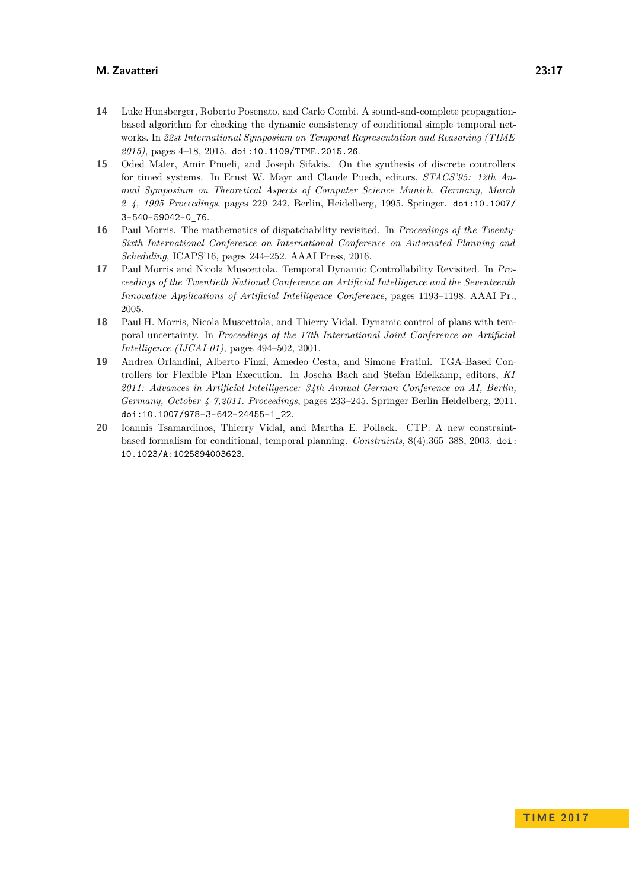**14** Luke Hunsberger, Roberto Posenato, and Carlo Combi. A sound-and-complete propagation-based algorithm for checking the dynamic consistency of conditional simple temporal networks. In *22st International Symposium on Temporal Representation and Reasoning (TIME 2015)*, pages 4–18, 2015. doi:10.1109/TIME.2015.26.

**15** Oded Maler, Amir Pnueli, and Joseph Sifakis. On the synthesis of discrete controllers for timed systems. In Ernst W. Mayr and Claude Puech, editors, *STACS'95: 12th Annual Symposium on Theoretical Aspects of Computer Science Munich, Germany, March 2–4, 1995 Proceedings*, pages 229–242, Berlin, Heidelberg, 1995. Springer. doi:10.1007/3-540-59042-0_76.

**16** Paul Morris. The mathematics of dispatchability revisited. In *Proceedings of the Twenty-Sixth International Conference on International Conference on Automated Planning and Scheduling*, ICAPS'16, pages 244–252. AAAI Press, 2016.

**17** Paul Morris and Nicola Muscettola. Temporal Dynamic Controllability Revisited. In *Proceedings of the Twentieth National Conference on Artificial Intelligence and the Seventeenth Innovative Applications of Artificial Intelligence Conference*, pages 1193–1198. AAAI Pr., 2005.

**18** Paul H. Morris, Nicola Muscettola, and Thierry Vidal. Dynamic control of plans with temporal uncertainty. In *Proceedings of the 17th International Joint Conference on Artificial Intelligence (IJCAI-01)*, pages 494–502, 2001.

**19** Andrea Orlandini, Alberto Finzi, Amedeo Cesta, and Simone Fratini. TGA-Based Controllers for Flexible Plan Execution. In Joscha Bach and Stefan Edelkamp, editors, *KI 2011: Advances in Artificial Intelligence: 34th Annual German Conference on AI, Berlin, Germany, October 4-7,2011. Proceedings*, pages 233–245. Springer Berlin Heidelberg, 2011. doi:10.1007/978-3-642-24455-1_22.

**20** Ioannis Tsamardinos, Thierry Vidal, and Martha E. Pollack. CTP: A new constraint-based formalism for conditional, temporal planning. *Constraints*, 8(4):365–388, 2003. doi:10.1023/A:1025894003623.